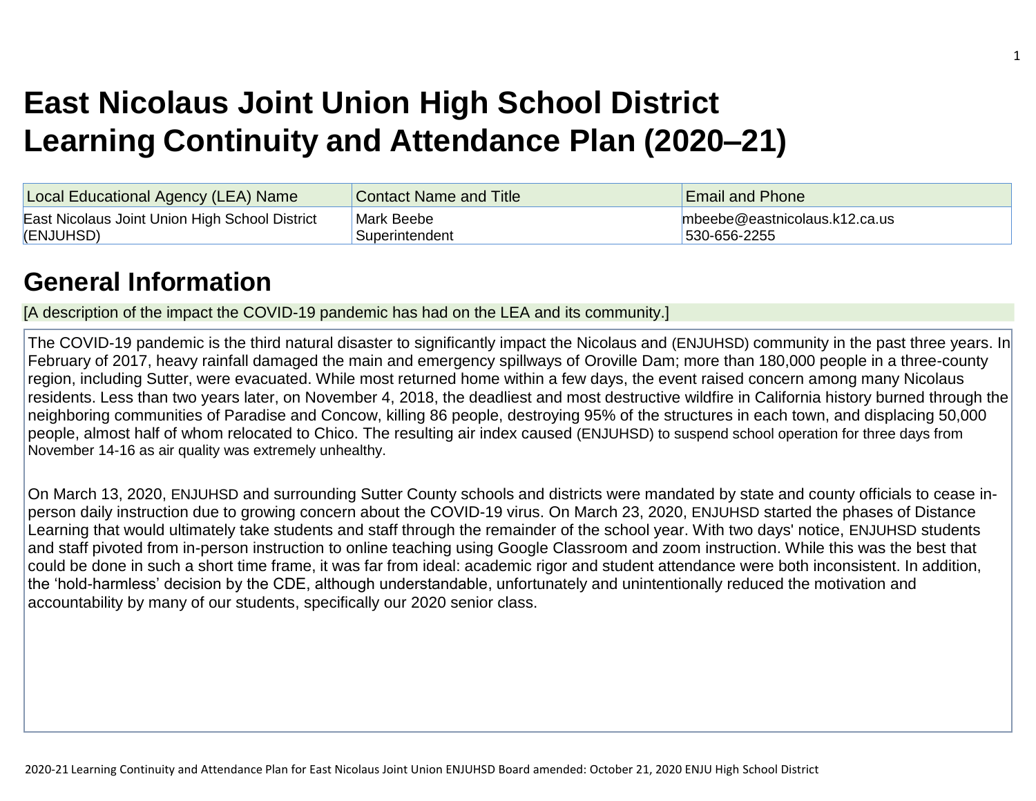# East Nicolaus Joint Union High School District
# Learning Continuity and Attendance Plan (2020–21)

| Local Educational Agency (LEA) Name | Contact Name and Title | Email and Phone |
|---|---|---|
| East Nicolaus Joint Union High School District (ENJUHSD) | Mark Beebe Superintendent | mbeebe@eastnicolaus.k12.ca.us 530-656-2255 |

## General Information

[A description of the impact the COVID-19 pandemic has had on the LEA and its community.]

The COVID-19 pandemic is the third natural disaster to significantly impact the Nicolaus and (ENJUHSD) community in the past three years. In February of 2017, heavy rainfall damaged the main and emergency spillways of Oroville Dam; more than 180,000 people in a three-county region, including Sutter, were evacuated. While most returned home within a few days, the event raised concern among many Nicolaus residents. Less than two years later, on November 4, 2018, the deadliest and most destructive wildfire in California history burned through the neighboring communities of Paradise and Concow, killing 86 people, destroying 95% of the structures in each town, and displacing 50,000 people, almost half of whom relocated to Chico. The resulting air index caused (ENJUHSD) to suspend school operation for three days from November 14-16 as air quality was extremely unhealthy.

On March 13, 2020, ENJUHSD and surrounding Sutter County schools and districts were mandated by state and county officials to cease in-person daily instruction due to growing concern about the COVID-19 virus. On March 23, 2020, ENJUHSD started the phases of Distance Learning that would ultimately take students and staff through the remainder of the school year. With two days' notice, ENJUHSD students and staff pivoted from in-person instruction to online teaching using Google Classroom and zoom instruction. While this was the best that could be done in such a short time frame, it was far from ideal: academic rigor and student attendance were both inconsistent. In addition, the 'hold-harmless' decision by the CDE, although understandable, unfortunately and unintentionally reduced the motivation and accountability by many of our students, specifically our 2020 senior class.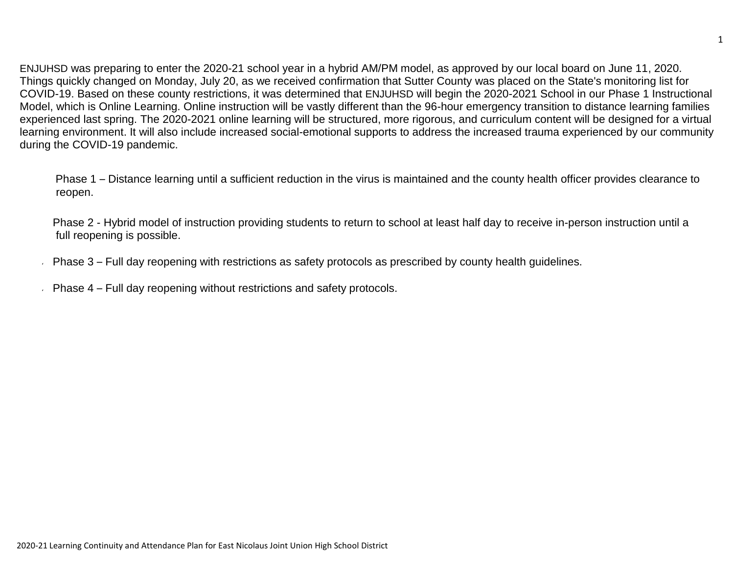ENJUHSD was preparing to enter the 2020-21 school year in a hybrid AM/PM model, as approved by our local board on June 11, 2020. Things quickly changed on Monday, July 20, as we received confirmation that Sutter County was placed on the State's monitoring list for COVID-19. Based on these county restrictions, it was determined that ENJUHSD will begin the 2020-2021 School in our Phase 1 Instructional Model, which is Online Learning. Online instruction will be vastly different than the 96-hour emergency transition to distance learning families experienced last spring. The 2020-2021 online learning will be structured, more rigorous, and curriculum content will be designed for a virtual learning environment. It will also include increased social-emotional supports to address the increased trauma experienced by our community during the COVID-19 pandemic.

Phase 1 – Distance learning until a sufficient reduction in the virus is maintained and the county health officer provides clearance to reopen.

Phase 2 - Hybrid model of instruction providing students to return to school at least half day to receive in-person instruction until a full reopening is possible.

- Phase 3 – Full day reopening with restrictions as safety protocols as prescribed by county health guidelines.
- Phase 4 – Full day reopening without restrictions and safety protocols.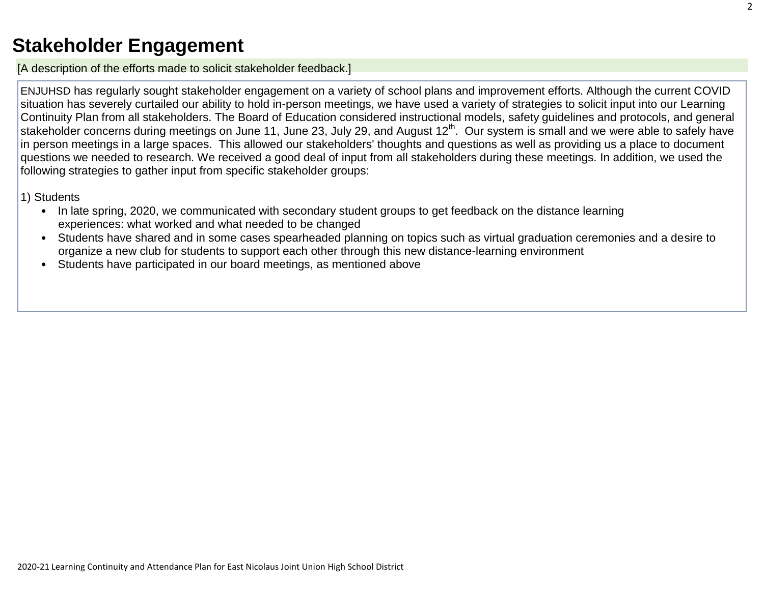# Stakeholder Engagement

[A description of the efforts made to solicit stakeholder feedback.]

ENJUHSD has regularly sought stakeholder engagement on a variety of school plans and improvement efforts. Although the current COVID situation has severely curtailed our ability to hold in-person meetings, we have used a variety of strategies to solicit input into our Learning Continuity Plan from all stakeholders. The Board of Education considered instructional models, safety guidelines and protocols, and general stakeholder concerns during meetings on June 11, June 23, July 29, and August 12th. Our system is small and we were able to safely have in person meetings in a large spaces. This allowed our stakeholders' thoughts and questions as well as providing us a place to document questions we needed to research. We received a good deal of input from all stakeholders during these meetings. In addition, we used the following strategies to gather input from specific stakeholder groups:

1) Students

- In late spring, 2020, we communicated with secondary student groups to get feedback on the distance learning experiences: what worked and what needed to be changed
- Students have shared and in some cases spearheaded planning on topics such as virtual graduation ceremonies and a desire to organize a new club for students to support each other through this new distance-learning environment
- Students have participated in our board meetings, as mentioned above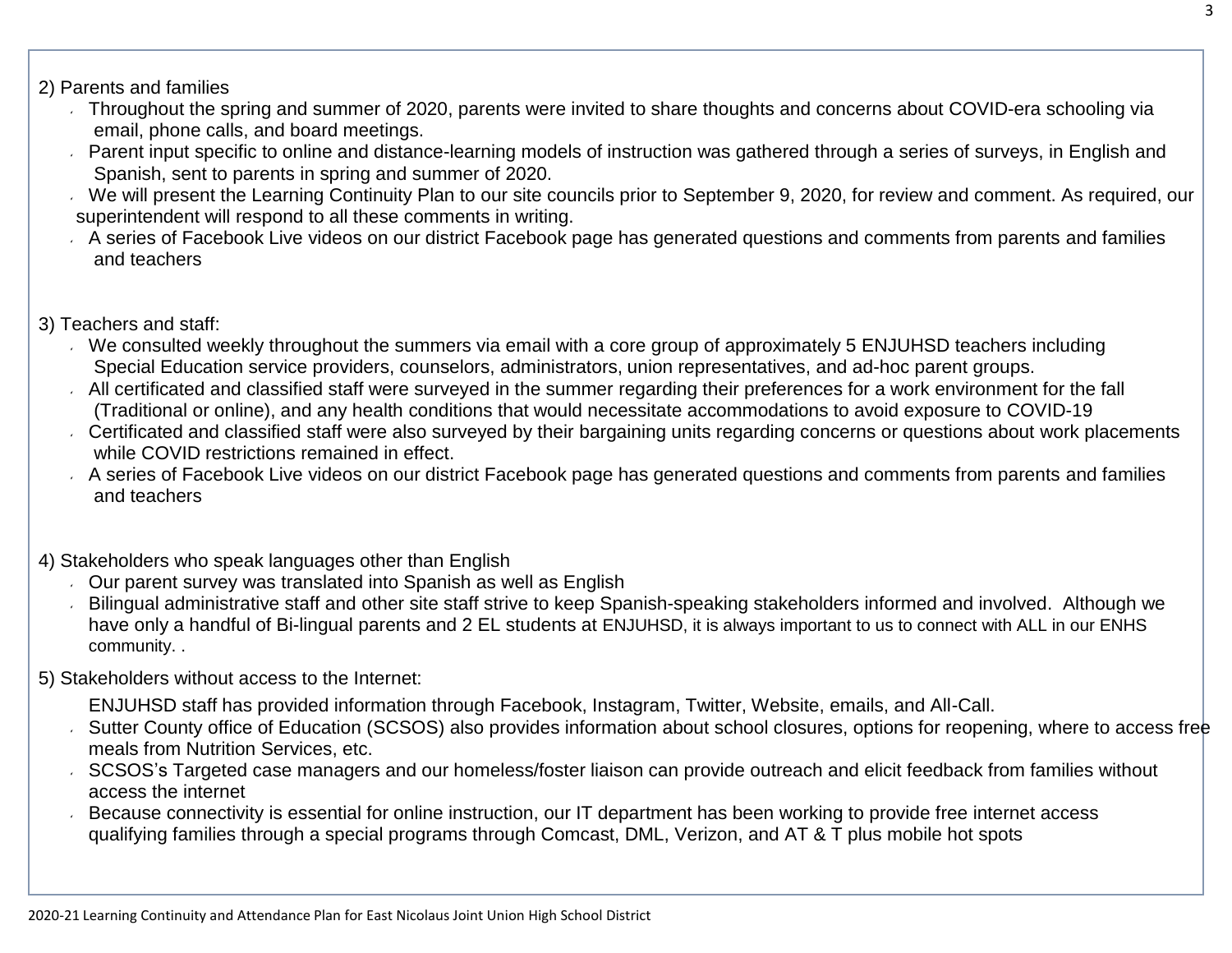2) Parents and families

- Throughout the spring and summer of 2020, parents were invited to share thoughts and concerns about COVID-era schooling via email, phone calls, and board meetings.
- Parent input specific to online and distance-learning models of instruction was gathered through a series of surveys, in English and Spanish, sent to parents in spring and summer of 2020.
- We will present the Learning Continuity Plan to our site councils prior to September 9, 2020, for review and comment. As required, our superintendent will respond to all these comments in writing.
- A series of Facebook Live videos on our district Facebook page has generated questions and comments from parents and families and teachers

3) Teachers and staff:

- We consulted weekly throughout the summers via email with a core group of approximately 5 ENJUHSD teachers including Special Education service providers, counselors, administrators, union representatives, and ad-hoc parent groups.
- All certificated and classified staff were surveyed in the summer regarding their preferences for a work environment for the fall (Traditional or online), and any health conditions that would necessitate accommodations to avoid exposure to COVID-19
- Certificated and classified staff were also surveyed by their bargaining units regarding concerns or questions about work placements while COVID restrictions remained in effect.
- A series of Facebook Live videos on our district Facebook page has generated questions and comments from parents and families and teachers

4) Stakeholders who speak languages other than English

- Our parent survey was translated into Spanish as well as English
- Bilingual administrative staff and other site staff strive to keep Spanish-speaking stakeholders informed and involved. Although we have only a handful of Bi-lingual parents and 2 EL students at ENJUHSD, it is always important to us to connect with ALL in our ENHS community. .

5) Stakeholders without access to the Internet:

ENJUHSD staff has provided information through Facebook, Instagram, Twitter, Website, emails, and All-Call.

- Sutter County office of Education (SCSOS) also provides information about school closures, options for reopening, where to access free meals from Nutrition Services, etc.
- SCSOS's Targeted case managers and our homeless/foster liaison can provide outreach and elicit feedback from families without access the internet
- Because connectivity is essential for online instruction, our IT department has been working to provide free internet access qualifying families through a special programs through Comcast, DML, Verizon, and AT & T plus mobile hot spots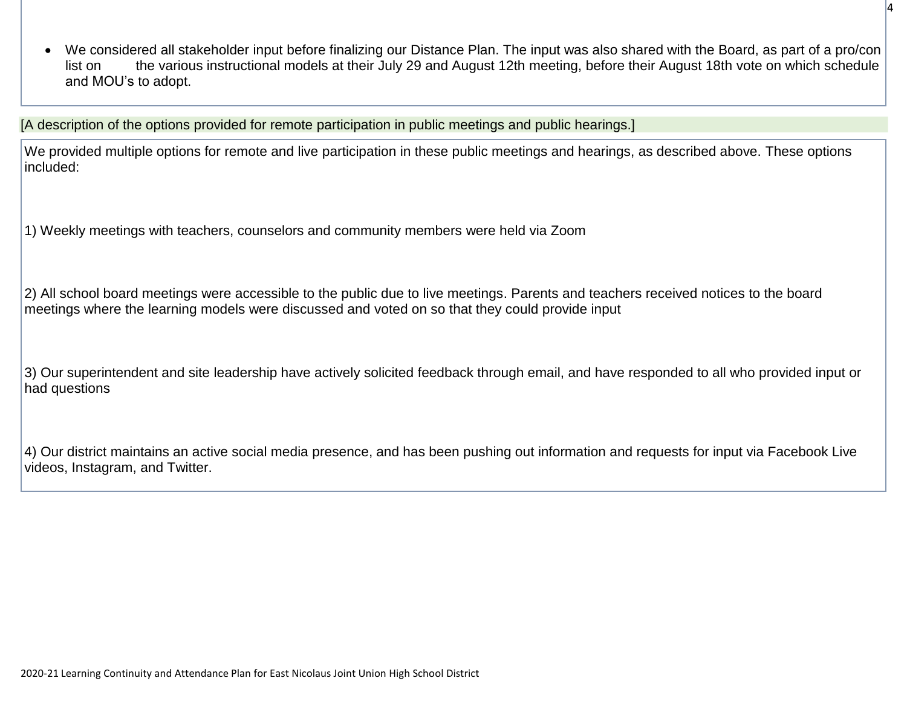- We considered all stakeholder input before finalizing our Distance Plan. The input was also shared with the Board, as part of a pro/con list on the various instructional models at their July 29 and August 12th meeting, before their August 18th vote on which schedule and MOU's to adopt.

[A description of the options provided for remote participation in public meetings and public hearings.]

We provided multiple options for remote and live participation in these public meetings and hearings, as described above. These options included:

1) Weekly meetings with teachers, counselors and community members were held via Zoom

2) All school board meetings were accessible to the public due to live meetings. Parents and teachers received notices to the board meetings where the learning models were discussed and voted on so that they could provide input

3) Our superintendent and site leadership have actively solicited feedback through email, and have responded to all who provided input or had questions

4) Our district maintains an active social media presence, and has been pushing out information and requests for input via Facebook Live videos, Instagram, and Twitter.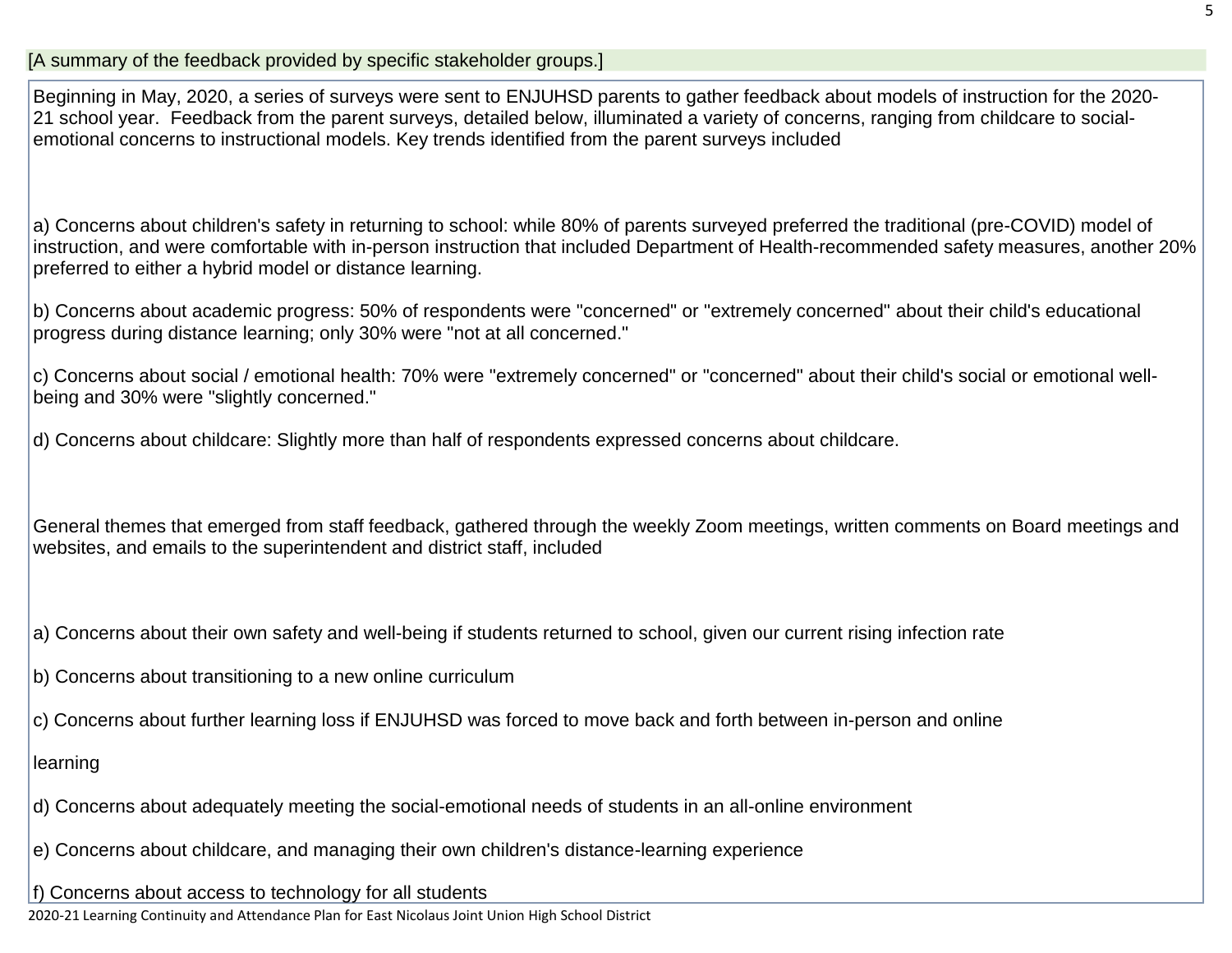[A summary of the feedback provided by specific stakeholder groups.]

Beginning in May, 2020, a series of surveys were sent to ENJUHSD parents to gather feedback about models of instruction for the 2020-21 school year. Feedback from the parent surveys, detailed below, illuminated a variety of concerns, ranging from childcare to social-emotional concerns to instructional models. Key trends identified from the parent surveys included

a) Concerns about children's safety in returning to school: while 80% of parents surveyed preferred the traditional (pre-COVID) model of instruction, and were comfortable with in-person instruction that included Department of Health-recommended safety measures, another 20% preferred to either a hybrid model or distance learning.

b) Concerns about academic progress: 50% of respondents were "concerned" or "extremely concerned" about their child's educational progress during distance learning; only 30% were "not at all concerned."

c) Concerns about social / emotional health: 70% were "extremely concerned" or "concerned" about their child's social or emotional well-being and 30% were "slightly concerned."

d) Concerns about childcare: Slightly more than half of respondents expressed concerns about childcare.

General themes that emerged from staff feedback, gathered through the weekly Zoom meetings, written comments on Board meetings and websites, and emails to the superintendent and district staff, included

a) Concerns about their own safety and well-being if students returned to school, given our current rising infection rate

b) Concerns about transitioning to a new online curriculum

c) Concerns about further learning loss if ENJUHSD was forced to move back and forth between in-person and online

learning

d) Concerns about adequately meeting the social-emotional needs of students in an all-online environment

e) Concerns about childcare, and managing their own children's distance-learning experience

f) Concerns about access to technology for all students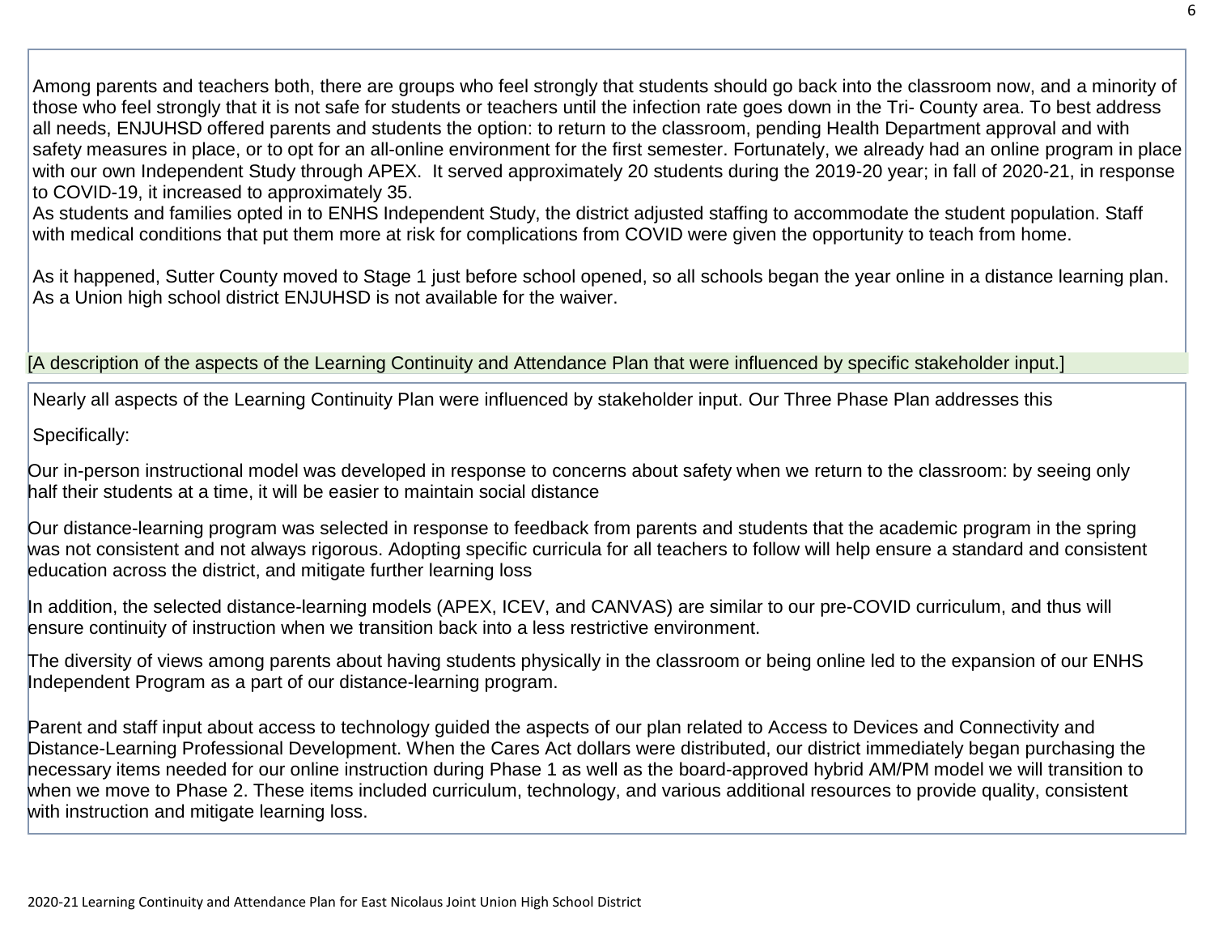Among parents and teachers both, there are groups who feel strongly that students should go back into the classroom now, and a minority of those who feel strongly that it is not safe for students or teachers until the infection rate goes down in the Tri- County area. To best address all needs, ENJUHSD offered parents and students the option: to return to the classroom, pending Health Department approval and with safety measures in place, or to opt for an all-online environment for the first semester. Fortunately, we already had an online program in place with our own Independent Study through APEX. It served approximately 20 students during the 2019-20 year; in fall of 2020-21, in response to COVID-19, it increased to approximately 35.

As students and families opted in to ENHS Independent Study, the district adjusted staffing to accommodate the student population. Staff with medical conditions that put them more at risk for complications from COVID were given the opportunity to teach from home.

As it happened, Sutter County moved to Stage 1 just before school opened, so all schools began the year online in a distance learning plan. As a Union high school district ENJUHSD is not available for the waiver.

[A description of the aspects of the Learning Continuity and Attendance Plan that were influenced by specific stakeholder input.]

Nearly all aspects of the Learning Continuity Plan were influenced by stakeholder input. Our Three Phase Plan addresses this

Specifically:

Our in-person instructional model was developed in response to concerns about safety when we return to the classroom: by seeing only half their students at a time, it will be easier to maintain social distance

Our distance-learning program was selected in response to feedback from parents and students that the academic program in the spring was not consistent and not always rigorous. Adopting specific curricula for all teachers to follow will help ensure a standard and consistent education across the district, and mitigate further learning loss

In addition, the selected distance-learning models (APEX, ICEV, and CANVAS) are similar to our pre-COVID curriculum, and thus will ensure continuity of instruction when we transition back into a less restrictive environment.

The diversity of views among parents about having students physically in the classroom or being online led to the expansion of our ENHS Independent Program as a part of our distance-learning program.

Parent and staff input about access to technology guided the aspects of our plan related to Access to Devices and Connectivity and Distance-Learning Professional Development. When the Cares Act dollars were distributed, our district immediately began purchasing the necessary items needed for our online instruction during Phase 1 as well as the board-approved hybrid AM/PM model we will transition to when we move to Phase 2. These items included curriculum, technology, and various additional resources to provide quality, consistent with instruction and mitigate learning loss.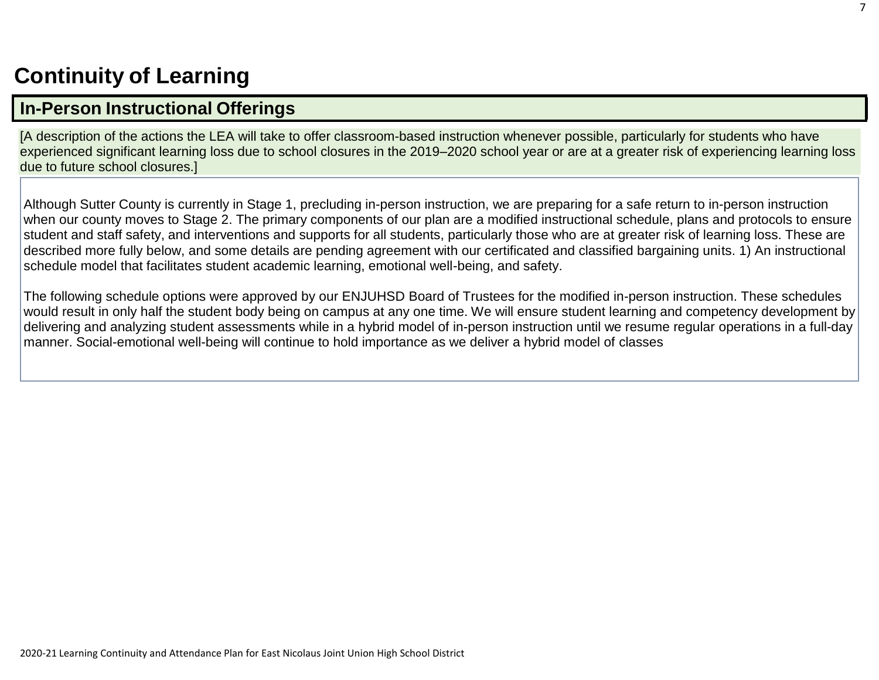# Continuity of Learning

## In-Person Instructional Offerings

[A description of the actions the LEA will take to offer classroom-based instruction whenever possible, particularly for students who have experienced significant learning loss due to school closures in the 2019–2020 school year or are at a greater risk of experiencing learning loss due to future school closures.]

Although Sutter County is currently in Stage 1, precluding in-person instruction, we are preparing for a safe return to in-person instruction when our county moves to Stage 2. The primary components of our plan are a modified instructional schedule, plans and protocols to ensure student and staff safety, and interventions and supports for all students, particularly those who are at greater risk of learning loss. These are described more fully below, and some details are pending agreement with our certificated and classified bargaining units. 1) An instructional schedule model that facilitates student academic learning, emotional well-being, and safety.

The following schedule options were approved by our ENJUHSD Board of Trustees for the modified in-person instruction. These schedules would result in only half the student body being on campus at any one time. We will ensure student learning and competency development by delivering and analyzing student assessments while in a hybrid model of in-person instruction until we resume regular operations in a full-day manner. Social-emotional well-being will continue to hold importance as we deliver a hybrid model of classes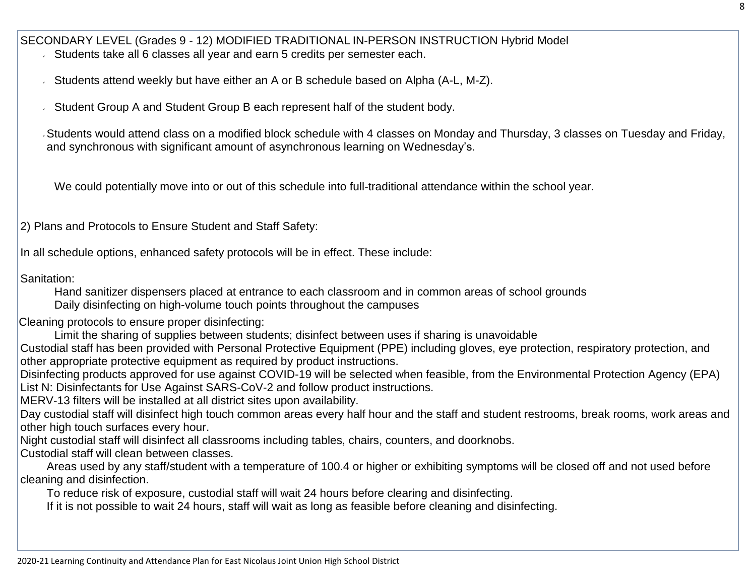SECONDARY LEVEL (Grades 9 - 12) MODIFIED TRADITIONAL IN-PERSON INSTRUCTION Hybrid Model

- Students take all 6 classes all year and earn 5 credits per semester each.
- Students attend weekly but have either an A or B schedule based on Alpha (A-L, M-Z).
- Student Group A and Student Group B each represent half of the student body.
- Students would attend class on a modified block schedule with 4 classes on Monday and Thursday, 3 classes on Tuesday and Friday, and synchronous with significant amount of asynchronous learning on Wednesday's.

We could potentially move into or out of this schedule into full-traditional attendance within the school year.

2) Plans and Protocols to Ensure Student and Staff Safety:

In all schedule options, enhanced safety protocols will be in effect. These include:

Sanitation:

Hand sanitizer dispensers placed at entrance to each classroom and in common areas of school grounds
Daily disinfecting on high-volume touch points throughout the campuses

Cleaning protocols to ensure proper disinfecting:

Limit the sharing of supplies between students; disinfect between uses if sharing is unavoidable
Custodial staff has been provided with Personal Protective Equipment (PPE) including gloves, eye protection, respiratory protection, and other appropriate protective equipment as required by product instructions.
Disinfecting products approved for use against COVID-19 will be selected when feasible, from the Environmental Protection Agency (EPA) List N: Disinfectants for Use Against SARS-CoV-2 and follow product instructions.
MERV-13 filters will be installed at all district sites upon availability.
Day custodial staff will disinfect high touch common areas every half hour and the staff and student restrooms, break rooms, work areas and other high touch surfaces every hour.
Night custodial staff will disinfect all classrooms including tables, chairs, counters, and doorknobs.
Custodial staff will clean between classes.
Areas used by any staff/student with a temperature of 100.4 or higher or exhibiting symptoms will be closed off and not used before cleaning and disinfection.
To reduce risk of exposure, custodial staff will wait 24 hours before clearing and disinfecting.
If it is not possible to wait 24 hours, staff will wait as long as feasible before cleaning and disinfecting.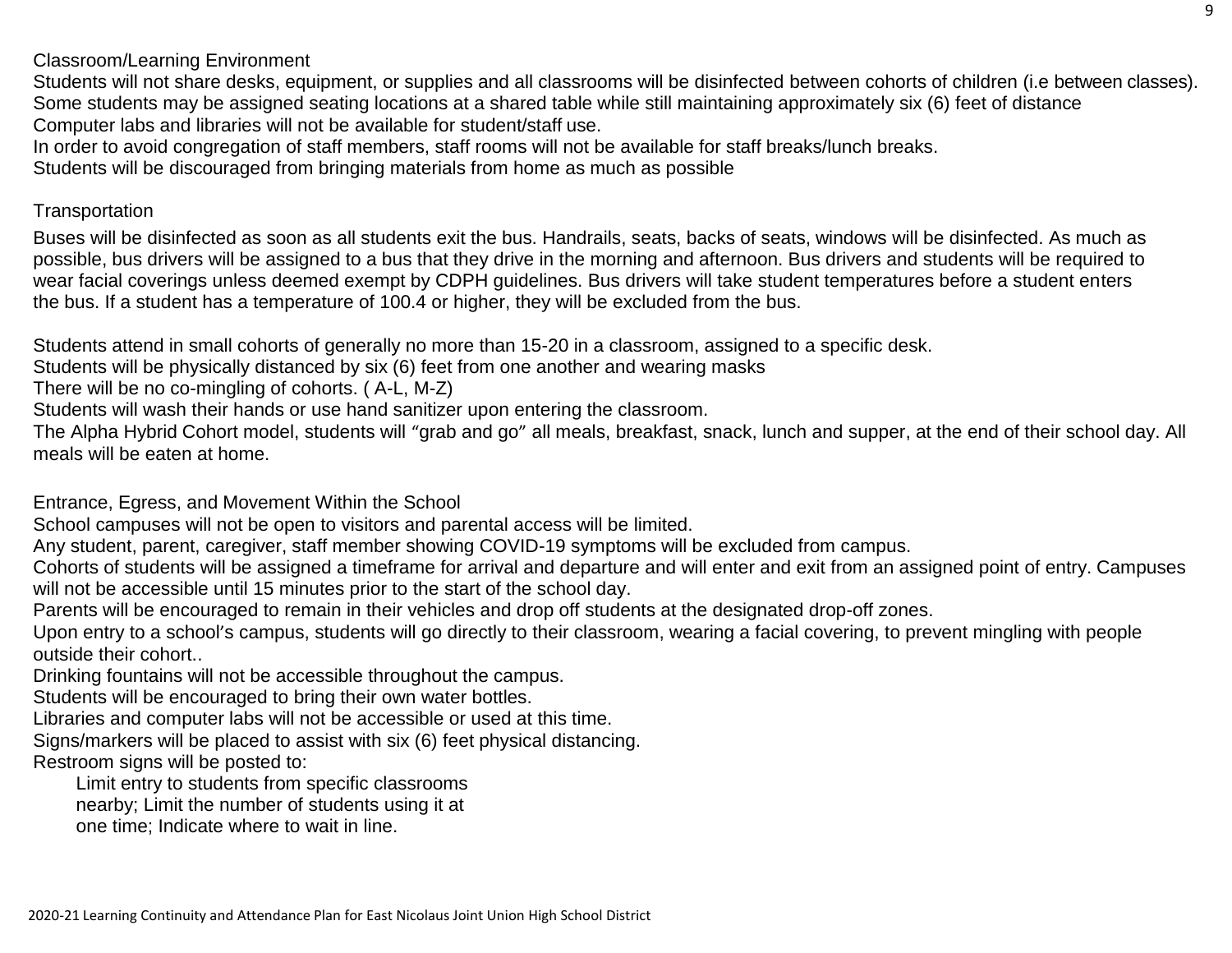Classroom/Learning Environment

Students will not share desks, equipment, or supplies and all classrooms will be disinfected between cohorts of children (i.e between classes).
Some students may be assigned seating locations at a shared table while still maintaining approximately six (6) feet of distance
Computer labs and libraries will not be available for student/staff use.
In order to avoid congregation of staff members, staff rooms will not be available for staff breaks/lunch breaks.
Students will be discouraged from bringing materials from home as much as possible

Transportation

Buses will be disinfected as soon as all students exit the bus. Handrails, seats, backs of seats, windows will be disinfected. As much as possible, bus drivers will be assigned to a bus that they drive in the morning and afternoon. Bus drivers and students will be required to wear facial coverings unless deemed exempt by CDPH guidelines. Bus drivers will take student temperatures before a student enters the bus. If a student has a temperature of 100.4 or higher, they will be excluded from the bus.

Students attend in small cohorts of generally no more than 15-20 in a classroom, assigned to a specific desk.
Students will be physically distanced by six (6) feet from one another and wearing masks
There will be no co-mingling of cohorts. ( A-L, M-Z)
Students will wash their hands or use hand sanitizer upon entering the classroom.
The Alpha Hybrid Cohort model, students will "grab and go" all meals, breakfast, snack, lunch and supper, at the end of their school day. All meals will be eaten at home.

Entrance, Egress, and Movement Within the School

School campuses will not be open to visitors and parental access will be limited.
Any student, parent, caregiver, staff member showing COVID-19 symptoms will be excluded from campus.
Cohorts of students will be assigned a timeframe for arrival and departure and will enter and exit from an assigned point of entry. Campuses will not be accessible until 15 minutes prior to the start of the school day.
Parents will be encouraged to remain in their vehicles and drop off students at the designated drop-off zones.
Upon entry to a school's campus, students will go directly to their classroom, wearing a facial covering, to prevent mingling with people outside their cohort..
Drinking fountains will not be accessible throughout the campus.
Students will be encouraged to bring their own water bottles.
Libraries and computer labs will not be accessible or used at this time.
Signs/markers will be placed to assist with six (6) feet physical distancing.
Restroom signs will be posted to:

Limit entry to students from specific classrooms nearby; Limit the number of students using it at one time; Indicate where to wait in line.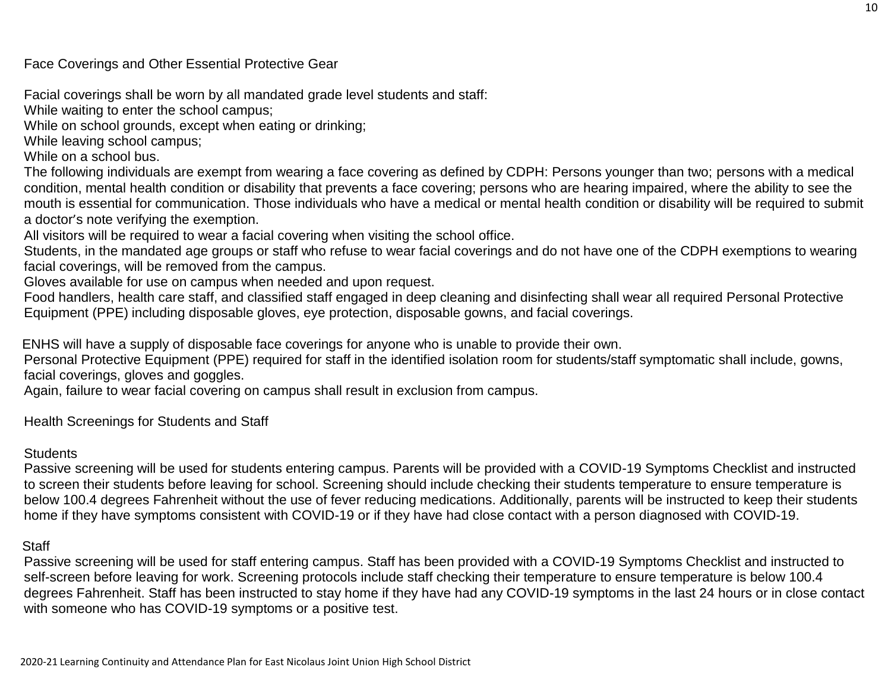Face Coverings and Other Essential Protective Gear

Facial coverings shall be worn by all mandated grade level students and staff:
While waiting to enter the school campus;
While on school grounds, except when eating or drinking;
While leaving school campus;
While on a school bus.
The following individuals are exempt from wearing a face covering as defined by CDPH: Persons younger than two; persons with a medical condition, mental health condition or disability that prevents a face covering; persons who are hearing impaired, where the ability to see the mouth is essential for communication. Those individuals who have a medical or mental health condition or disability will be required to submit a doctor's note verifying the exemption.
All visitors will be required to wear a facial covering when visiting the school office.
Students, in the mandated age groups or staff who refuse to wear facial coverings and do not have one of the CDPH exemptions to wearing facial coverings, will be removed from the campus.
Gloves available for use on campus when needed and upon request.
Food handlers, health care staff, and classified staff engaged in deep cleaning and disinfecting shall wear all required Personal Protective Equipment (PPE) including disposable gloves, eye protection, disposable gowns, and facial coverings.

ENHS will have a supply of disposable face coverings for anyone who is unable to provide their own.
Personal Protective Equipment (PPE) required for staff in the identified isolation room for students/staff symptomatic shall include, gowns, facial coverings, gloves and goggles.
Again, failure to wear facial covering on campus shall result in exclusion from campus.

Health Screenings for Students and Staff

Students
Passive screening will be used for students entering campus. Parents will be provided with a COVID-19 Symptoms Checklist and instructed to screen their students before leaving for school. Screening should include checking their students temperature to ensure temperature is below 100.4 degrees Fahrenheit without the use of fever reducing medications. Additionally, parents will be instructed to keep their students home if they have symptoms consistent with COVID-19 or if they have had close contact with a person diagnosed with COVID-19.

Staff
Passive screening will be used for staff entering campus. Staff has been provided with a COVID-19 Symptoms Checklist and instructed to self-screen before leaving for work. Screening protocols include staff checking their temperature to ensure temperature is below 100.4 degrees Fahrenheit. Staff has been instructed to stay home if they have had any COVID-19 symptoms in the last 24 hours or in close contact with someone who has COVID-19 symptoms or a positive test.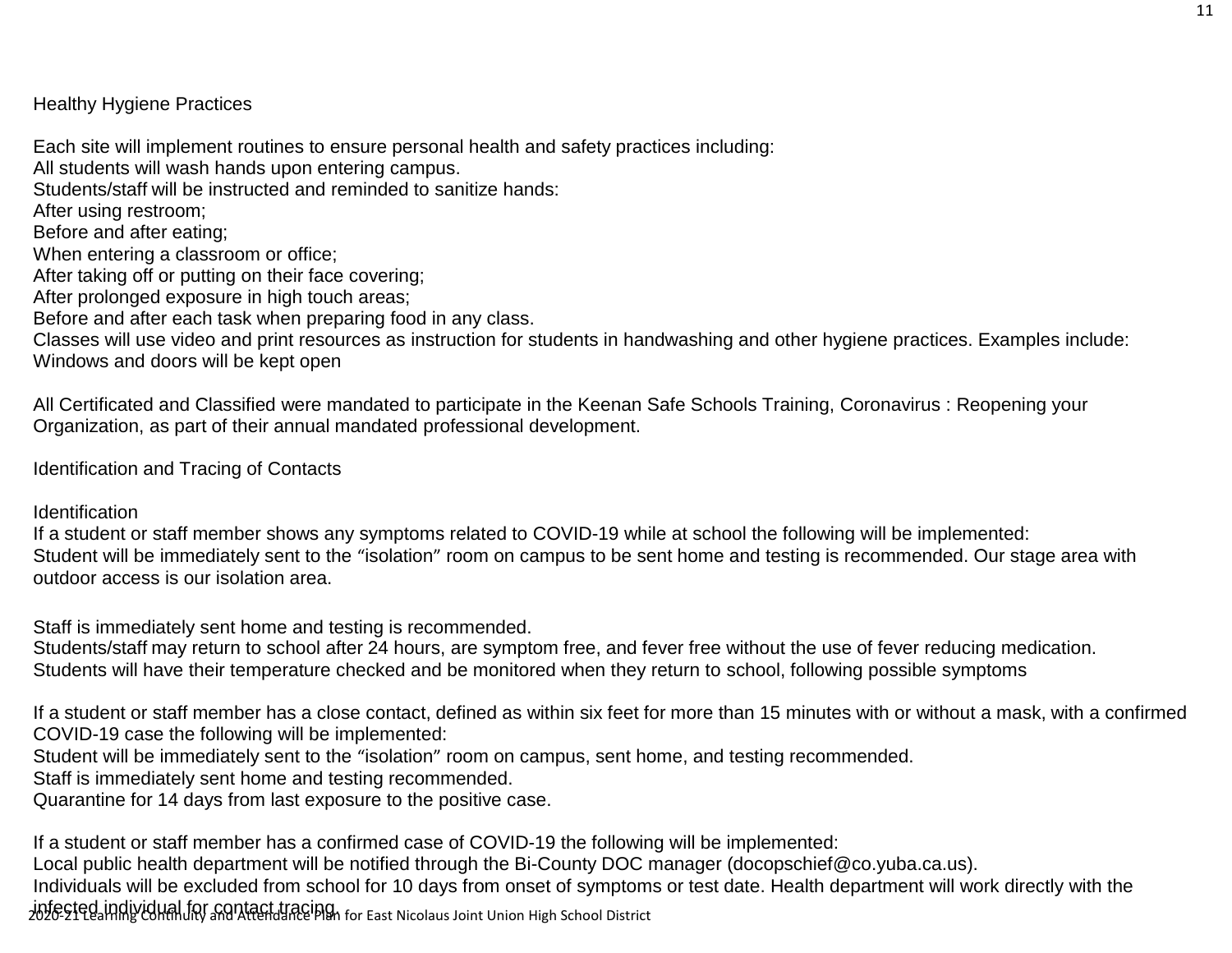Healthy Hygiene Practices

Each site will implement routines to ensure personal health and safety practices including:
All students will wash hands upon entering campus.
Students/staff will be instructed and reminded to sanitize hands:
After using restroom;
Before and after eating;
When entering a classroom or office;
After taking off or putting on their face covering;
After prolonged exposure in high touch areas;
Before and after each task when preparing food in any class.
Classes will use video and print resources as instruction for students in handwashing and other hygiene practices. Examples include:
Windows and doors will be kept open

All Certificated and Classified were mandated to participate in the Keenan Safe Schools Training, Coronavirus : Reopening your Organization, as part of their annual mandated professional development.

Identification and Tracing of Contacts

Identification
If a student or staff member shows any symptoms related to COVID-19 while at school the following will be implemented:
Student will be immediately sent to the "isolation" room on campus to be sent home and testing is recommended. Our stage area with outdoor access is our isolation area.

Staff is immediately sent home and testing is recommended.
Students/staff may return to school after 24 hours, are symptom free, and fever free without the use of fever reducing medication.
Students will have their temperature checked and be monitored when they return to school, following possible symptoms

If a student or staff member has a close contact, defined as within six feet for more than 15 minutes with or without a mask, with a confirmed COVID-19 case the following will be implemented:
Student will be immediately sent to the "isolation" room on campus, sent home, and testing recommended.
Staff is immediately sent home and testing recommended.
Quarantine for 14 days from last exposure to the positive case.

If a student or staff member has a confirmed case of COVID-19 the following will be implemented:
Local public health department will be notified through the Bi-County DOC manager (docopschief@co.yuba.ca.us).
Individuals will be excluded from school for 10 days from onset of symptoms or test date. Health department will work directly with the infected individual for contact tracing.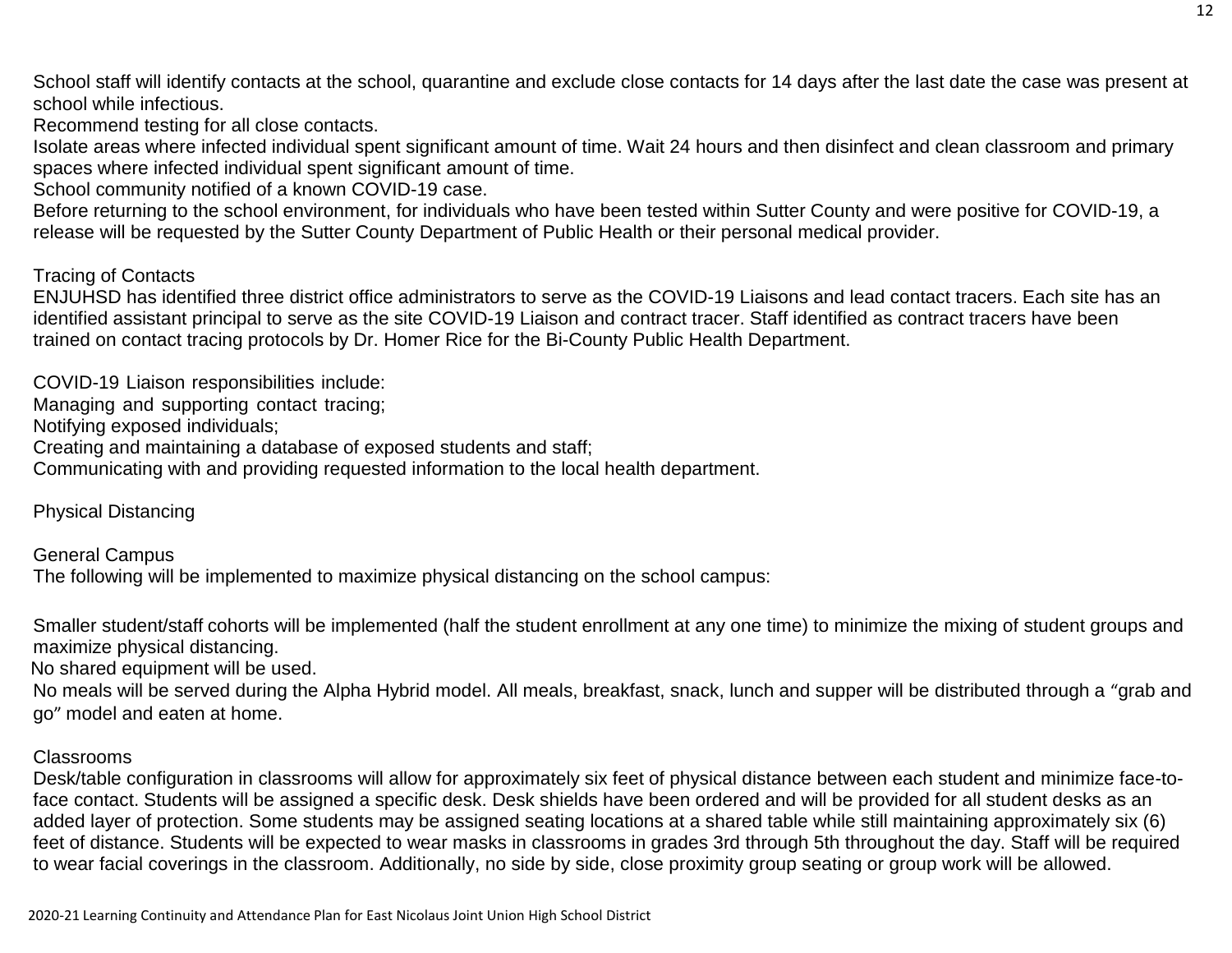School staff will identify contacts at the school, quarantine and exclude close contacts for 14 days after the last date the case was present at school while infectious.

Recommend testing for all close contacts.

Isolate areas where infected individual spent significant amount of time. Wait 24 hours and then disinfect and clean classroom and primary spaces where infected individual spent significant amount of time.

School community notified of a known COVID-19 case.

Before returning to the school environment, for individuals who have been tested within Sutter County and were positive for COVID-19, a release will be requested by the Sutter County Department of Public Health or their personal medical provider.

Tracing of Contacts

ENJUHSD has identified three district office administrators to serve as the COVID-19 Liaisons and lead contact tracers. Each site has an identified assistant principal to serve as the site COVID-19 Liaison and contract tracer. Staff identified as contract tracers have been trained on contact tracing protocols by Dr. Homer Rice for the Bi-County Public Health Department.

COVID-19 Liaison responsibilities include:

Managing and supporting contact tracing;

Notifying exposed individuals;

Creating and maintaining a database of exposed students and staff;

Communicating with and providing requested information to the local health department.

Physical Distancing

General Campus

The following will be implemented to maximize physical distancing on the school campus:

Smaller student/staff cohorts will be implemented (half the student enrollment at any one time) to minimize the mixing of student groups and maximize physical distancing.

No shared equipment will be used.

No meals will be served during the Alpha Hybrid model. All meals, breakfast, snack, lunch and supper will be distributed through a "grab and go" model and eaten at home.

Classrooms

Desk/table configuration in classrooms will allow for approximately six feet of physical distance between each student and minimize face-to-face contact. Students will be assigned a specific desk. Desk shields have been ordered and will be provided for all student desks as an added layer of protection. Some students may be assigned seating locations at a shared table while still maintaining approximately six (6) feet of distance. Students will be expected to wear masks in classrooms in grades 3rd through 5th throughout the day. Staff will be required to wear facial coverings in the classroom. Additionally, no side by side, close proximity group seating or group work will be allowed.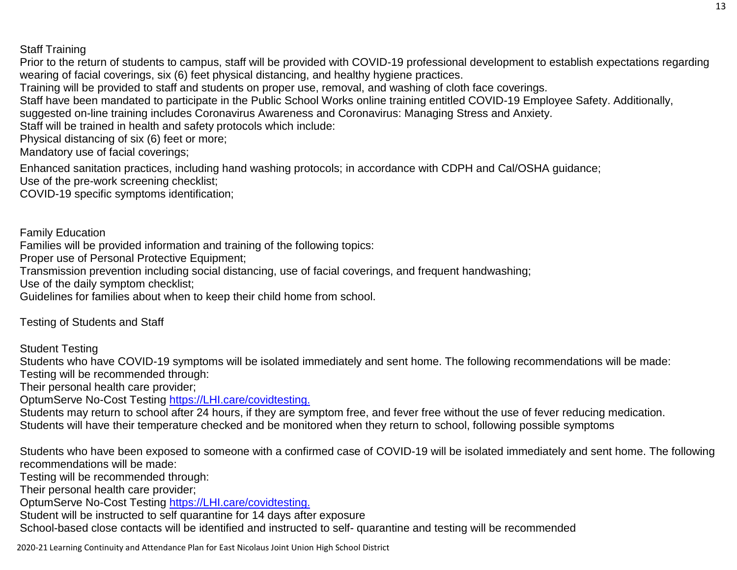Staff Training

Prior to the return of students to campus, staff will be provided with COVID-19 professional development to establish expectations regarding wearing of facial coverings, six (6) feet physical distancing, and healthy hygiene practices.

Training will be provided to staff and students on proper use, removal, and washing of cloth face coverings.

Staff have been mandated to participate in the Public School Works online training entitled COVID-19 Employee Safety. Additionally, suggested on-line training includes Coronavirus Awareness and Coronavirus: Managing Stress and Anxiety.

Staff will be trained in health and safety protocols which include:

Physical distancing of six (6) feet or more;

Mandatory use of facial coverings;

Enhanced sanitation practices, including hand washing protocols; in accordance with CDPH and Cal/OSHA guidance;

Use of the pre-work screening checklist;

COVID-19 specific symptoms identification;

Family Education

Families will be provided information and training of the following topics:

Proper use of Personal Protective Equipment;

Transmission prevention including social distancing, use of facial coverings, and frequent handwashing;

Use of the daily symptom checklist;

Guidelines for families about when to keep their child home from school.

Testing of Students and Staff

Student Testing

Students who have COVID-19 symptoms will be isolated immediately and sent home. The following recommendations will be made:

Testing will be recommended through:

Their personal health care provider;

OptumServe No-Cost Testing https://LHI.care/covidtesting.

Students may return to school after 24 hours, if they are symptom free, and fever free without the use of fever reducing medication.

Students will have their temperature checked and be monitored when they return to school, following possible symptoms

Students who have been exposed to someone with a confirmed case of COVID-19 will be isolated immediately and sent home. The following recommendations will be made:

Testing will be recommended through:

Their personal health care provider;

OptumServe No-Cost Testing https://LHI.care/covidtesting.

Student will be instructed to self quarantine for 14 days after exposure

School-based close contacts will be identified and instructed to self- quarantine and testing will be recommended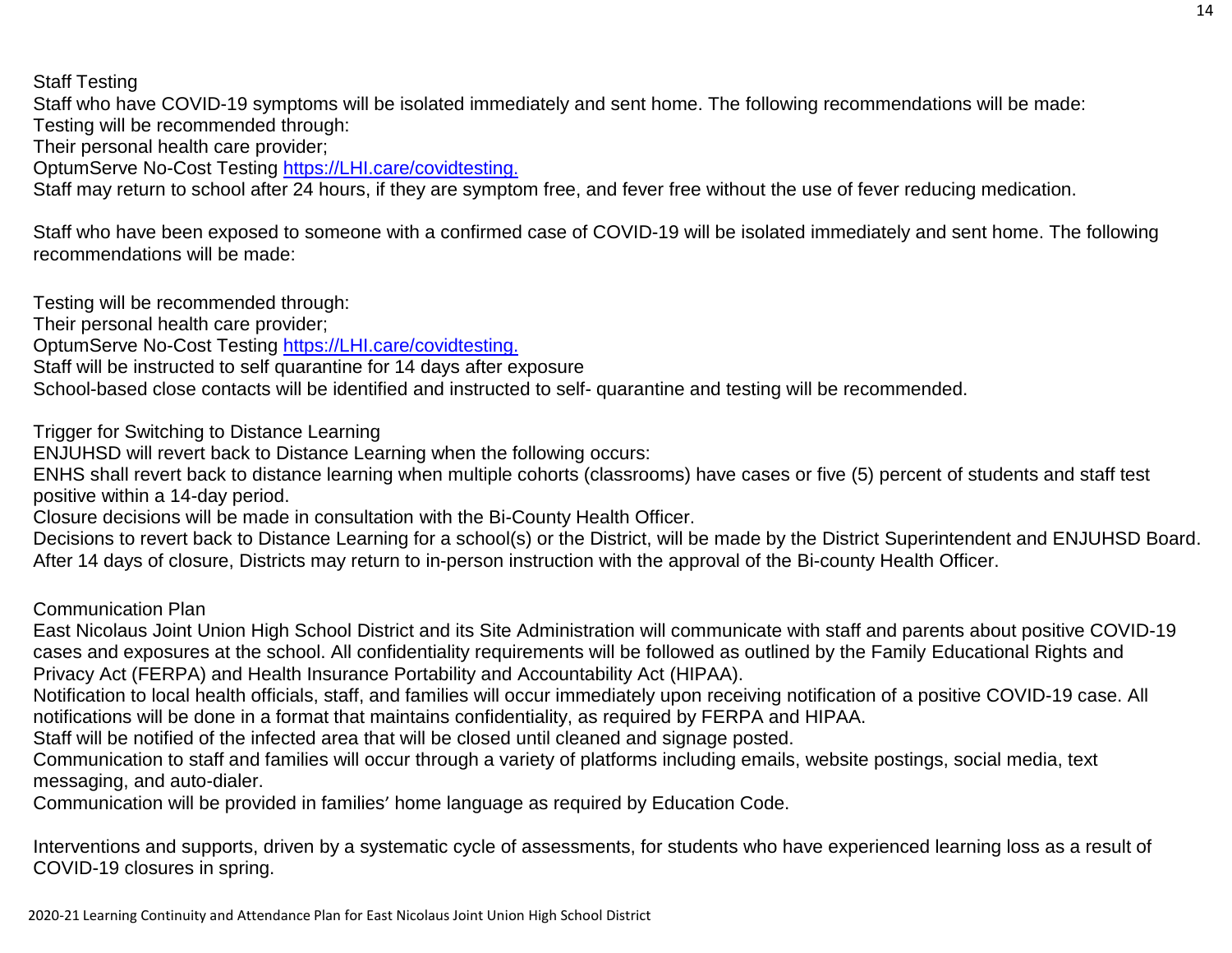Staff Testing

Staff who have COVID-19 symptoms will be isolated immediately and sent home. The following recommendations will be made:

Testing will be recommended through:

Their personal health care provider;

OptumServe No-Cost Testing [https://LHI.care/covidtesting.](https://LHI.care/covidtesting)

Staff may return to school after 24 hours, if they are symptom free, and fever free without the use of fever reducing medication.

Staff who have been exposed to someone with a confirmed case of COVID-19 will be isolated immediately and sent home. The following recommendations will be made:

Testing will be recommended through:

Their personal health care provider;

OptumServe No-Cost Testing [https://LHI.care/covidtesting.](https://LHI.care/covidtesting)

Staff will be instructed to self quarantine for 14 days after exposure

School-based close contacts will be identified and instructed to self- quarantine and testing will be recommended.

Trigger for Switching to Distance Learning

ENJUHSD will revert back to Distance Learning when the following occurs:

ENHS shall revert back to distance learning when multiple cohorts (classrooms) have cases or five (5) percent of students and staff test positive within a 14-day period.

Closure decisions will be made in consultation with the Bi-County Health Officer.

Decisions to revert back to Distance Learning for a school(s) or the District, will be made by the District Superintendent and ENJUHSD Board.

After 14 days of closure, Districts may return to in-person instruction with the approval of the Bi-county Health Officer.

Communication Plan

East Nicolaus Joint Union High School District and its Site Administration will communicate with staff and parents about positive COVID-19 cases and exposures at the school. All confidentiality requirements will be followed as outlined by the Family Educational Rights and Privacy Act (FERPA) and Health Insurance Portability and Accountability Act (HIPAA).

Notification to local health officials, staff, and families will occur immediately upon receiving notification of a positive COVID-19 case. All notifications will be done in a format that maintains confidentiality, as required by FERPA and HIPAA.

Staff will be notified of the infected area that will be closed until cleaned and signage posted.

Communication to staff and families will occur through a variety of platforms including emails, website postings, social media, text messaging, and auto-dialer.

Communication will be provided in families' home language as required by Education Code.

Interventions and supports, driven by a systematic cycle of assessments, for students who have experienced learning loss as a result of COVID-19 closures in spring.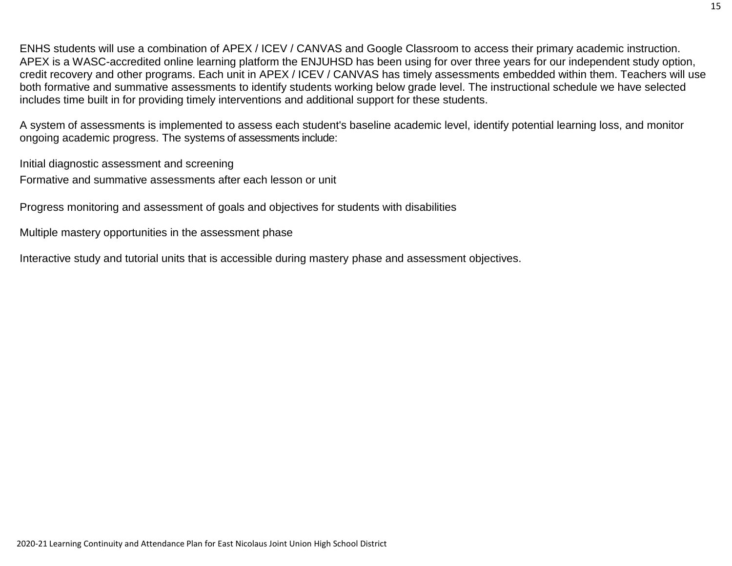ENHS students will use a combination of APEX / ICEV / CANVAS and Google Classroom to access their primary academic instruction. APEX is a WASC-accredited online learning platform the ENJUHSD has been using for over three years for our independent study option, credit recovery and other programs. Each unit in APEX / ICEV / CANVAS has timely assessments embedded within them. Teachers will use both formative and summative assessments to identify students working below grade level. The instructional schedule we have selected includes time built in for providing timely interventions and additional support for these students.

A system of assessments is implemented to assess each student's baseline academic level, identify potential learning loss, and monitor ongoing academic progress. The systems of assessments include:

Initial diagnostic assessment and screening

Formative and summative assessments after each lesson or unit

Progress monitoring and assessment of goals and objectives for students with disabilities

Multiple mastery opportunities in the assessment phase

Interactive study and tutorial units that is accessible during mastery phase and assessment objectives.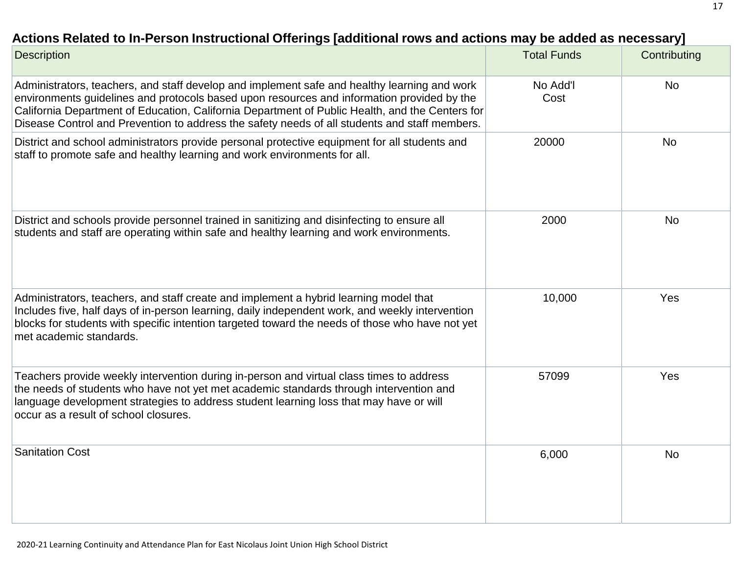## Actions Related to In-Person Instructional Offerings [additional rows and actions may be added as necessary]

| Description | Total Funds | Contributing |
|---|---|---|
| Administrators, teachers, and staff develop and implement safe and healthy learning and work environments guidelines and protocols based upon resources and information provided by the California Department of Education, California Department of Public Health, and the Centers for Disease Control and Prevention to address the safety needs of all students and staff members. | No Add'l Cost | No |
| District and school administrators provide personal protective equipment for all students and staff to promote safe and healthy learning and work environments for all. | 20000 | No |
| District and schools provide personnel trained in sanitizing and disinfecting to ensure all students and staff are operating within safe and healthy learning and work environments. | 2000 | No |
| Administrators, teachers, and staff create and implement a hybrid learning model that Includes five, half days of in-person learning, daily independent work, and weekly intervention blocks for students with specific intention targeted toward the needs of those who have not yet met academic standards. | 10,000 | Yes |
| Teachers provide weekly intervention during in-person and virtual class times to address the needs of students who have not yet met academic standards through intervention and language development strategies to address student learning loss that may have or will occur as a result of school closures. | 57099 | Yes |
| Sanitation Cost | 6,000 | No |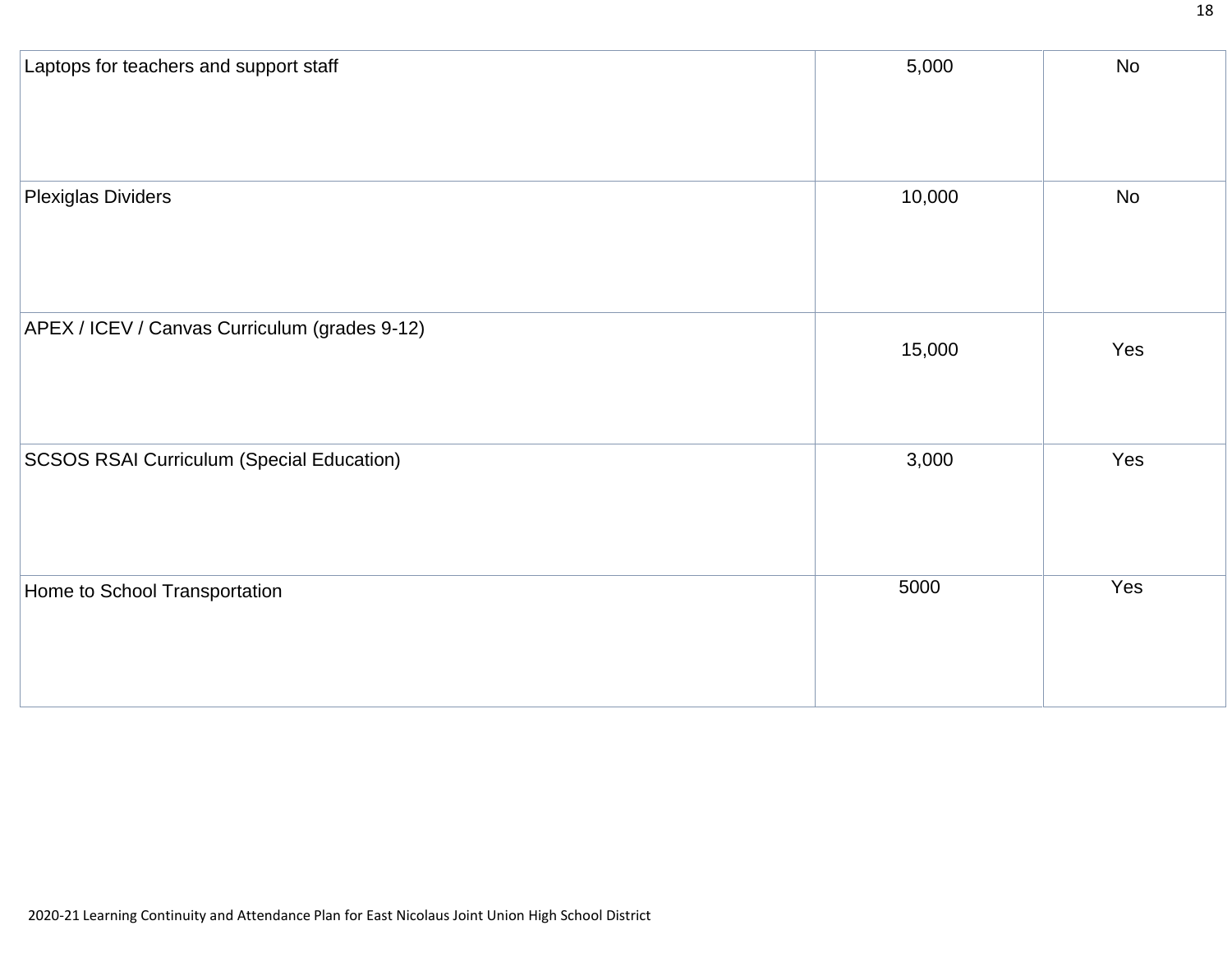| | | |
|---|---|---|
| Laptops for teachers and support staff | 5,000 | No |
| Plexiglas Dividers | 10,000 | No |
| APEX / ICEV / Canvas Curriculum (grades 9-12) | 15,000 | Yes |
| SCSOS RSAI Curriculum (Special Education) | 3,000 | Yes |
| Home to School Transportation | 5000 | Yes |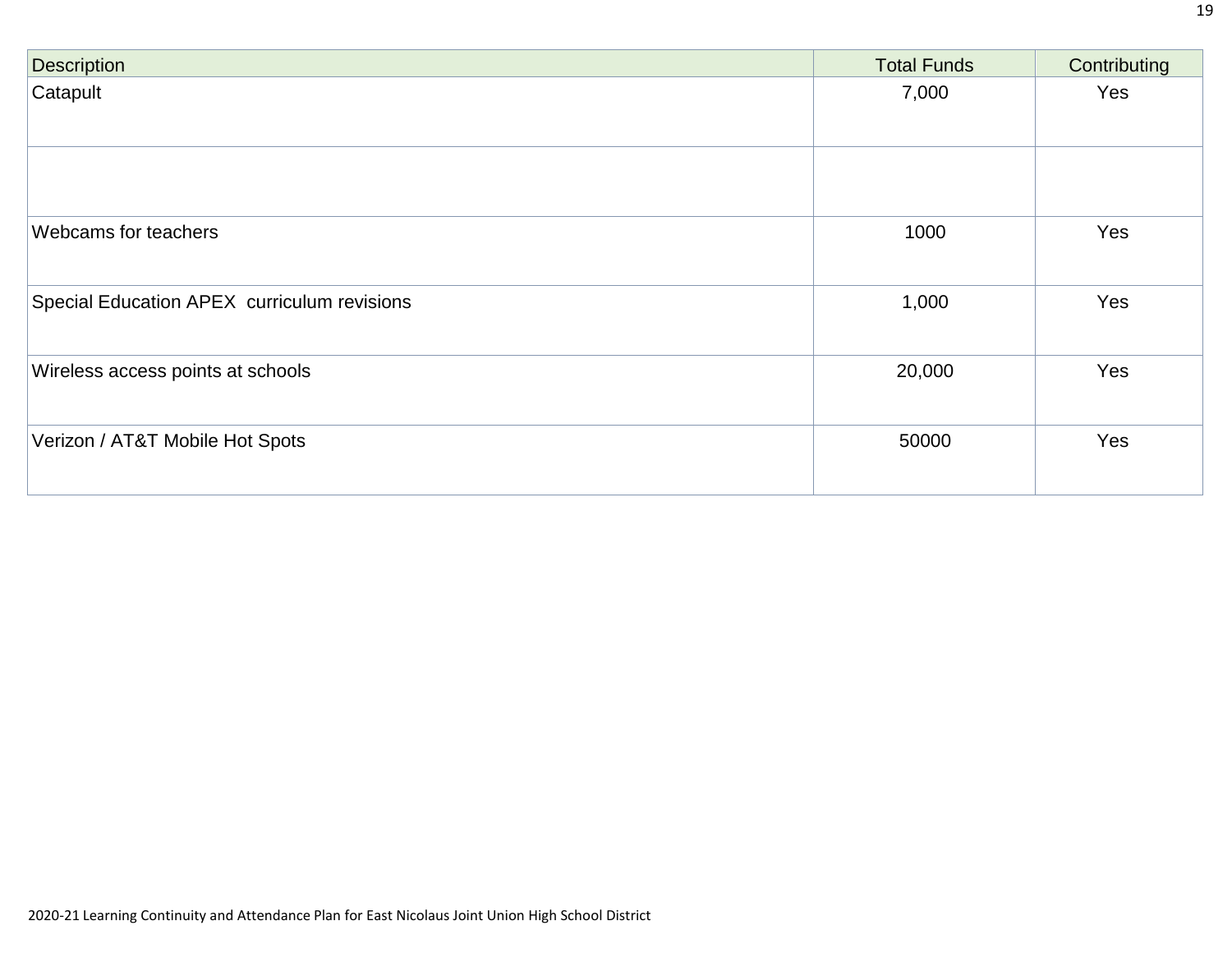| Description | Total Funds | Contributing |
|---|---|---|
| Catapult | 7,000 | Yes |
| | | |
| Webcams for teachers | 1000 | Yes |
| Special Education APEX curriculum revisions | 1,000 | Yes |
| Wireless access points at schools | 20,000 | Yes |
| Verizon / AT&T Mobile Hot Spots | 50000 | Yes |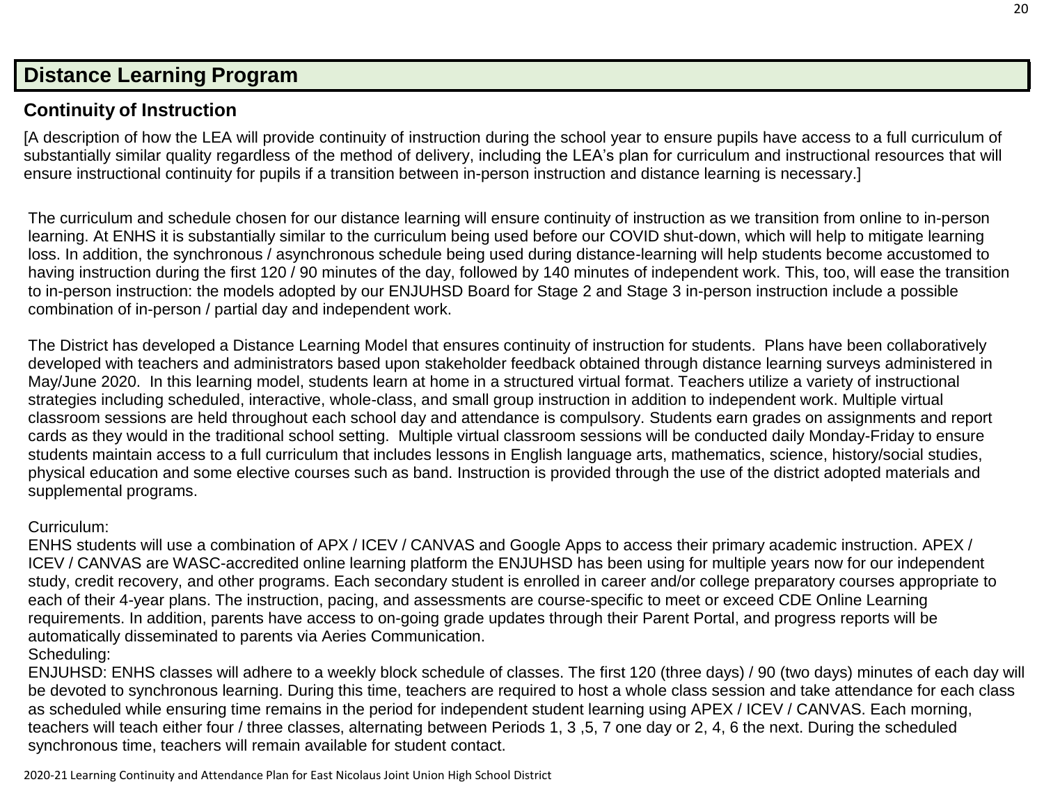## Distance Learning Program

### Continuity of Instruction

[A description of how the LEA will provide continuity of instruction during the school year to ensure pupils have access to a full curriculum of substantially similar quality regardless of the method of delivery, including the LEA's plan for curriculum and instructional resources that will ensure instructional continuity for pupils if a transition between in-person instruction and distance learning is necessary.]

The curriculum and schedule chosen for our distance learning will ensure continuity of instruction as we transition from online to in-person learning. At ENHS it is substantially similar to the curriculum being used before our COVID shut-down, which will help to mitigate learning loss. In addition, the synchronous / asynchronous schedule being used during distance-learning will help students become accustomed to having instruction during the first 120 / 90 minutes of the day, followed by 140 minutes of independent work. This, too, will ease the transition to in-person instruction: the models adopted by our ENJUHSD Board for Stage 2 and Stage 3 in-person instruction include a possible combination of in-person / partial day and independent work.

The District has developed a Distance Learning Model that ensures continuity of instruction for students. Plans have been collaboratively developed with teachers and administrators based upon stakeholder feedback obtained through distance learning surveys administered in May/June 2020. In this learning model, students learn at home in a structured virtual format. Teachers utilize a variety of instructional strategies including scheduled, interactive, whole-class, and small group instruction in addition to independent work. Multiple virtual classroom sessions are held throughout each school day and attendance is compulsory. Students earn grades on assignments and report cards as they would in the traditional school setting. Multiple virtual classroom sessions will be conducted daily Monday-Friday to ensure students maintain access to a full curriculum that includes lessons in English language arts, mathematics, science, history/social studies, physical education and some elective courses such as band. Instruction is provided through the use of the district adopted materials and supplemental programs.

Curriculum:
ENHS students will use a combination of APX / ICEV / CANVAS and Google Apps to access their primary academic instruction. APEX / ICEV / CANVAS are WASC-accredited online learning platform the ENJUHSD has been using for multiple years now for our independent study, credit recovery, and other programs. Each secondary student is enrolled in career and/or college preparatory courses appropriate to each of their 4-year plans. The instruction, pacing, and assessments are course-specific to meet or exceed CDE Online Learning requirements. In addition, parents have access to on-going grade updates through their Parent Portal, and progress reports will be automatically disseminated to parents via Aeries Communication.
Scheduling:
ENJUHSD: ENHS classes will adhere to a weekly block schedule of classes. The first 120 (three days) / 90 (two days) minutes of each day will be devoted to synchronous learning. During this time, teachers are required to host a whole class session and take attendance for each class as scheduled while ensuring time remains in the period for independent student learning using APEX / ICEV / CANVAS. Each morning, teachers will teach either four / three classes, alternating between Periods 1, 3 ,5, 7 one day or 2, 4, 6 the next. During the scheduled synchronous time, teachers will remain available for student contact.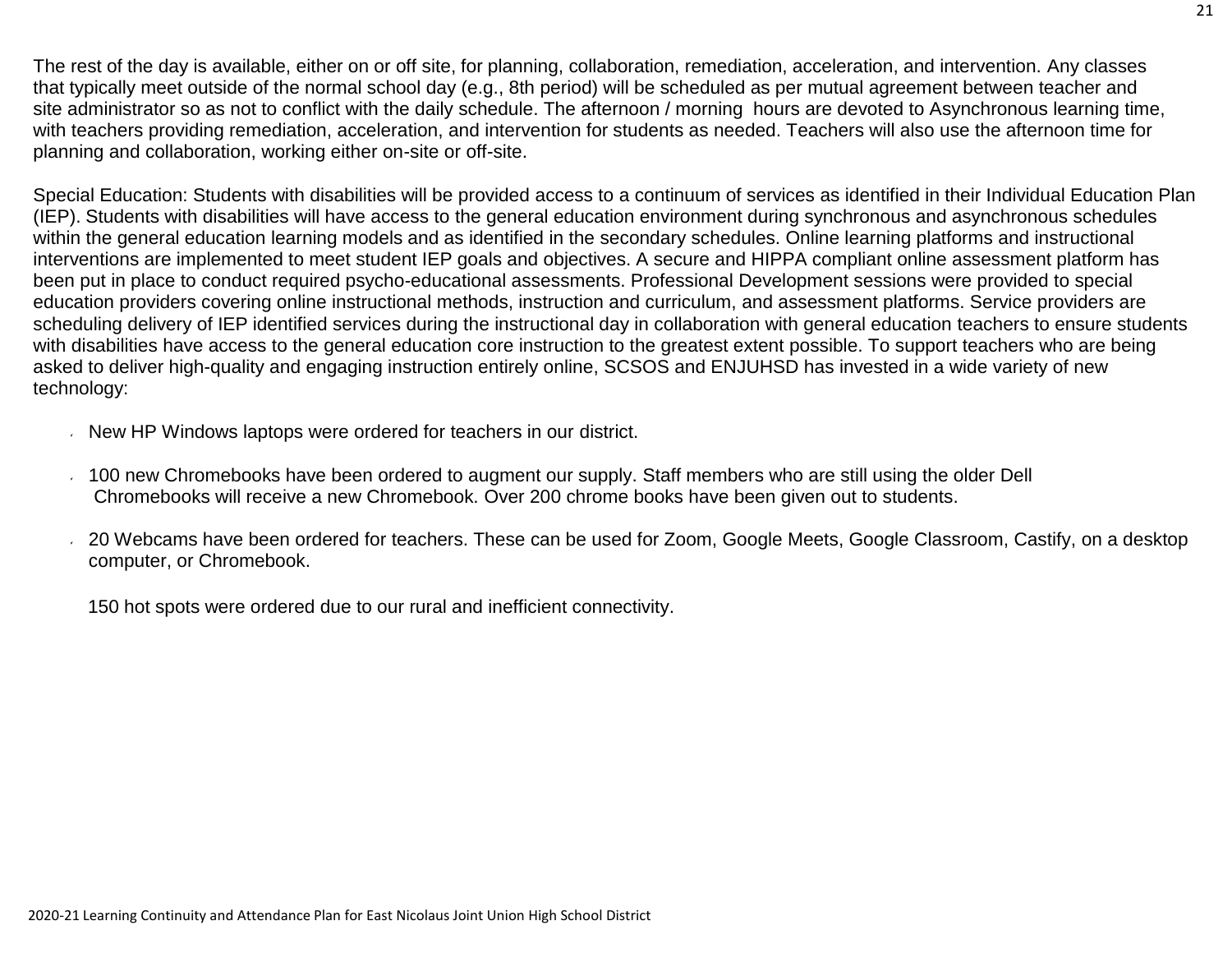The rest of the day is available, either on or off site, for planning, collaboration, remediation, acceleration, and intervention. Any classes that typically meet outside of the normal school day (e.g., 8th period) will be scheduled as per mutual agreement between teacher and site administrator so as not to conflict with the daily schedule. The afternoon / morning hours are devoted to Asynchronous learning time, with teachers providing remediation, acceleration, and intervention for students as needed. Teachers will also use the afternoon time for planning and collaboration, working either on-site or off-site.

Special Education: Students with disabilities will be provided access to a continuum of services as identified in their Individual Education Plan (IEP). Students with disabilities will have access to the general education environment during synchronous and asynchronous schedules within the general education learning models and as identified in the secondary schedules. Online learning platforms and instructional interventions are implemented to meet student IEP goals and objectives. A secure and HIPPA compliant online assessment platform has been put in place to conduct required psycho-educational assessments. Professional Development sessions were provided to special education providers covering online instructional methods, instruction and curriculum, and assessment platforms. Service providers are scheduling delivery of IEP identified services during the instructional day in collaboration with general education teachers to ensure students with disabilities have access to the general education core instruction to the greatest extent possible. To support teachers who are being asked to deliver high-quality and engaging instruction entirely online, SCSOS and ENJUHSD has invested in a wide variety of new technology:

- New HP Windows laptops were ordered for teachers in our district.
- 100 new Chromebooks have been ordered to augment our supply. Staff members who are still using the older Dell Chromebooks will receive a new Chromebook. Over 200 chrome books have been given out to students.
- 20 Webcams have been ordered for teachers. These can be used for Zoom, Google Meets, Google Classroom, Castify, on a desktop computer, or Chromebook.

  150 hot spots were ordered due to our rural and inefficient connectivity.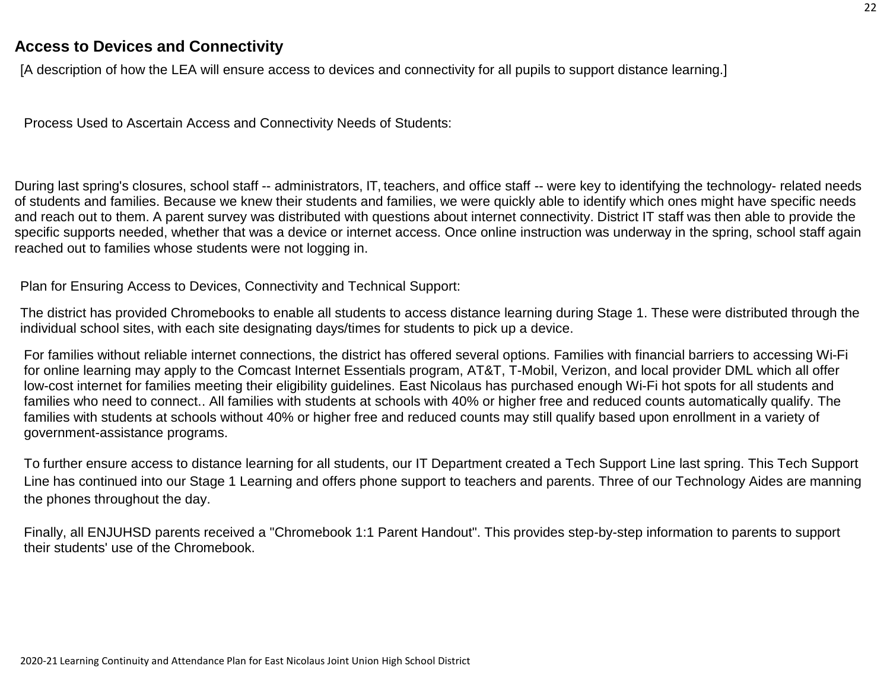## Access to Devices and Connectivity

[A description of how the LEA will ensure access to devices and connectivity for all pupils to support distance learning.]

Process Used to Ascertain Access and Connectivity Needs of Students:

During last spring's closures, school staff -- administrators, IT, teachers, and office staff -- were key to identifying the technology- related needs of students and families. Because we knew their students and families, we were quickly able to identify which ones might have specific needs and reach out to them. A parent survey was distributed with questions about internet connectivity. District IT staff was then able to provide the specific supports needed, whether that was a device or internet access. Once online instruction was underway in the spring, school staff again reached out to families whose students were not logging in.

Plan for Ensuring Access to Devices, Connectivity and Technical Support:

The district has provided Chromebooks to enable all students to access distance learning during Stage 1. These were distributed through the individual school sites, with each site designating days/times for students to pick up a device.

For families without reliable internet connections, the district has offered several options. Families with financial barriers to accessing Wi-Fi for online learning may apply to the Comcast Internet Essentials program, AT&T, T-Mobil, Verizon, and local provider DML which all offer low-cost internet for families meeting their eligibility guidelines. East Nicolaus has purchased enough Wi-Fi hot spots for all students and families who need to connect.. All families with students at schools with 40% or higher free and reduced counts automatically qualify. The families with students at schools without 40% or higher free and reduced counts may still qualify based upon enrollment in a variety of government-assistance programs.

To further ensure access to distance learning for all students, our IT Department created a Tech Support Line last spring. This Tech Support Line has continued into our Stage 1 Learning and offers phone support to teachers and parents. Three of our Technology Aides are manning the phones throughout the day.

Finally, all ENJUHSD parents received a "Chromebook 1:1 Parent Handout". This provides step-by-step information to parents to support their students' use of the Chromebook.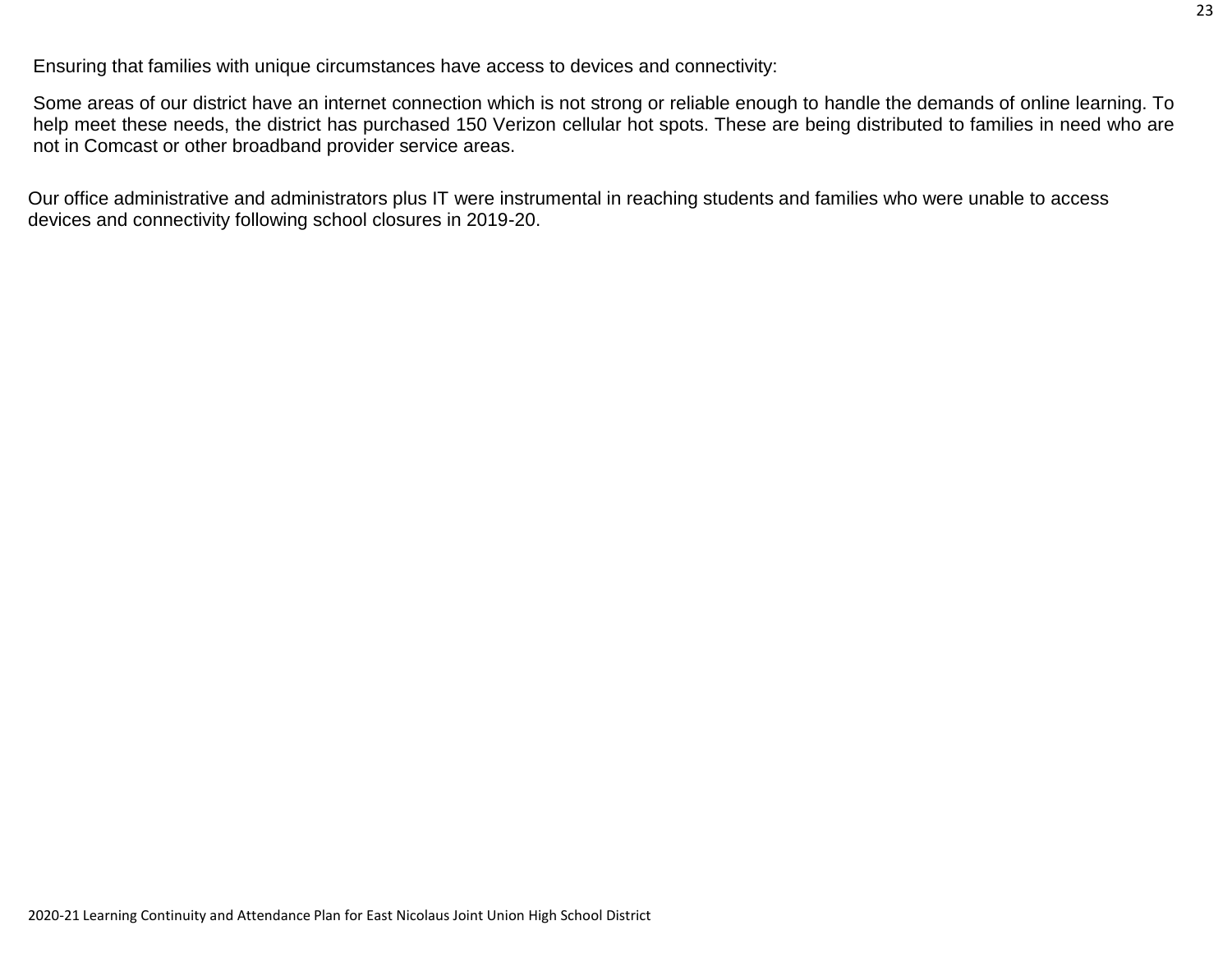Ensuring that families with unique circumstances have access to devices and connectivity:

Some areas of our district have an internet connection which is not strong or reliable enough to handle the demands of online learning. To help meet these needs, the district has purchased 150 Verizon cellular hot spots. These are being distributed to families in need who are not in Comcast or other broadband provider service areas.

Our office administrative and administrators plus IT were instrumental in reaching students and families who were unable to access devices and connectivity following school closures in 2019-20.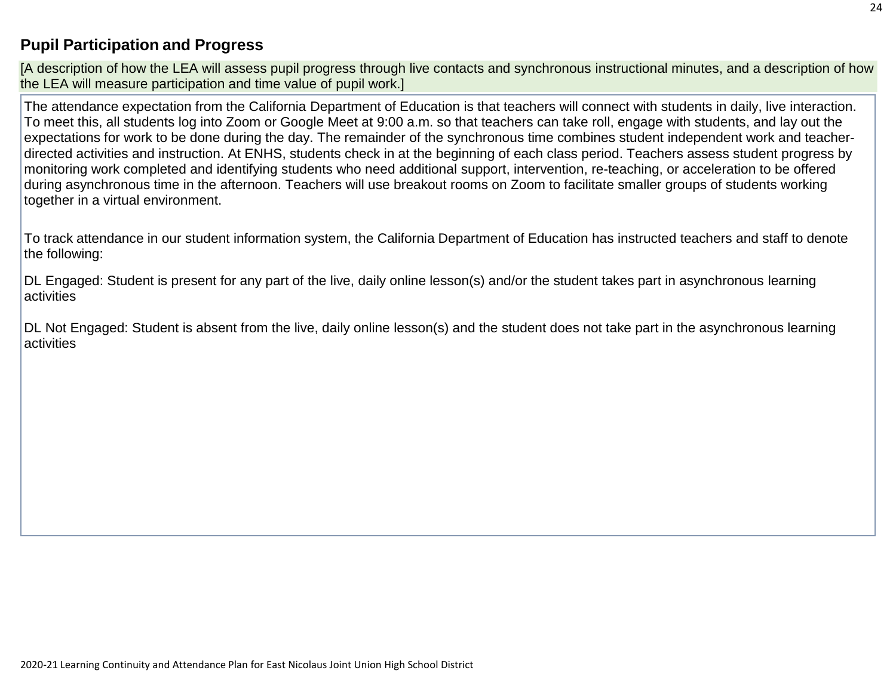## Pupil Participation and Progress

[A description of how the LEA will assess pupil progress through live contacts and synchronous instructional minutes, and a description of how the LEA will measure participation and time value of pupil work.]

The attendance expectation from the California Department of Education is that teachers will connect with students in daily, live interaction. To meet this, all students log into Zoom or Google Meet at 9:00 a.m. so that teachers can take roll, engage with students, and lay out the expectations for work to be done during the day. The remainder of the synchronous time combines student independent work and teacher-directed activities and instruction. At ENHS, students check in at the beginning of each class period. Teachers assess student progress by monitoring work completed and identifying students who need additional support, intervention, re-teaching, or acceleration to be offered during asynchronous time in the afternoon. Teachers will use breakout rooms on Zoom to facilitate smaller groups of students working together in a virtual environment.

To track attendance in our student information system, the California Department of Education has instructed teachers and staff to denote the following:

DL Engaged: Student is present for any part of the live, daily online lesson(s) and/or the student takes part in asynchronous learning activities

DL Not Engaged: Student is absent from the live, daily online lesson(s) and the student does not take part in the asynchronous learning activities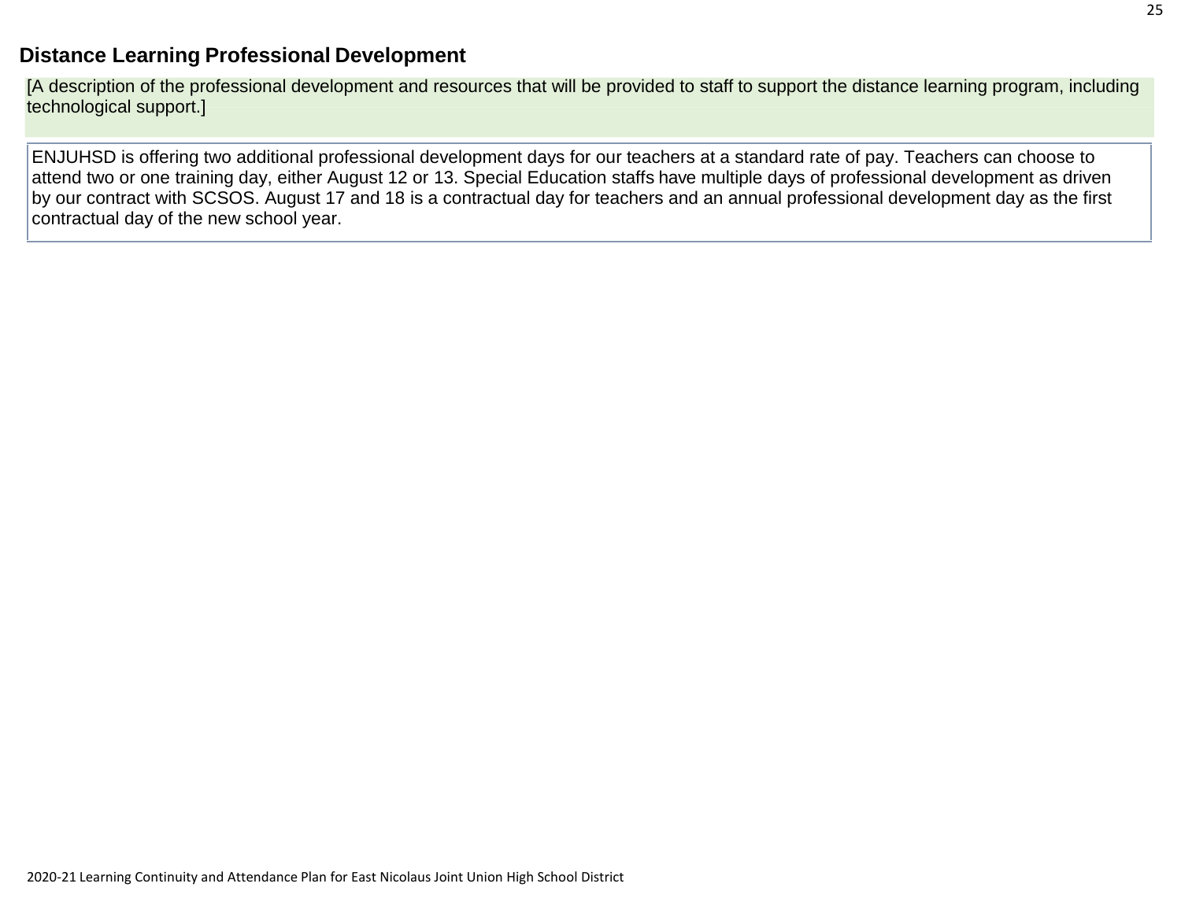## Distance Learning Professional Development

[A description of the professional development and resources that will be provided to staff to support the distance learning program, including technological support.]

ENJUHSD is offering two additional professional development days for our teachers at a standard rate of pay. Teachers can choose to attend two or one training day, either August 12 or 13. Special Education staffs have multiple days of professional development as driven by our contract with SCSOS. August 17 and 18 is a contractual day for teachers and an annual professional development day as the first contractual day of the new school year.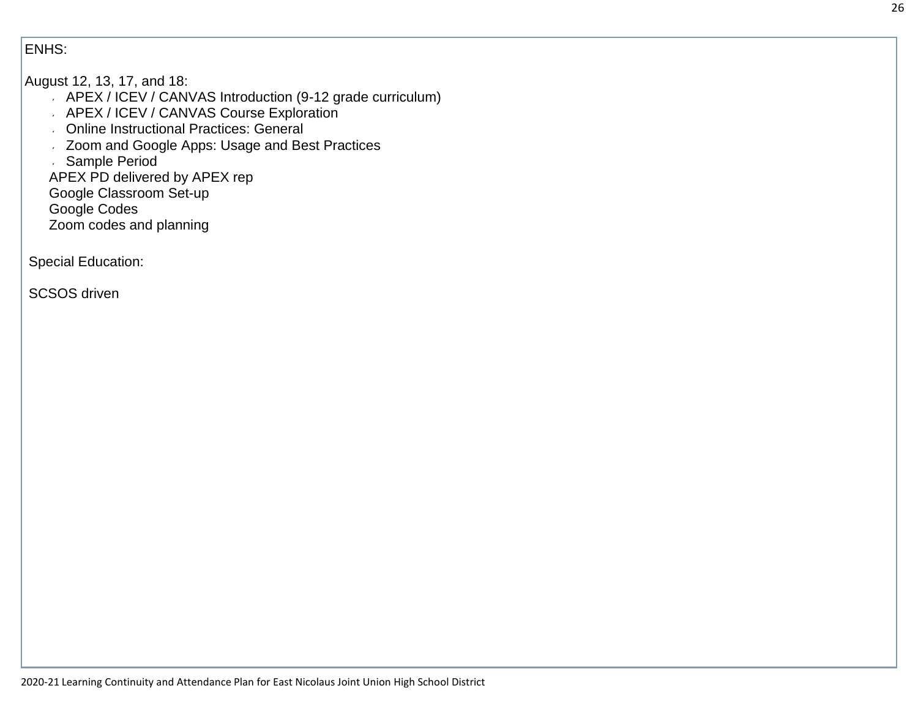ENHS:

August 12, 13, 17, and 18:

- APEX / ICEV / CANVAS Introduction (9-12 grade curriculum)
- APEX / ICEV / CANVAS Course Exploration
- Online Instructional Practices: General
- Zoom and Google Apps: Usage and Best Practices
- Sample Period

APEX PD delivered by APEX rep
Google Classroom Set-up
Google Codes
Zoom codes and planning

Special Education:

SCSOS driven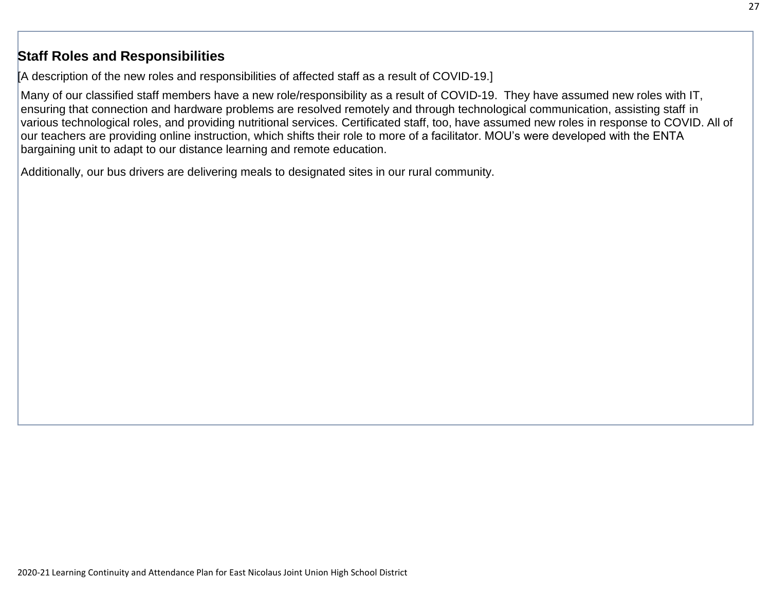## Staff Roles and Responsibilities

[A description of the new roles and responsibilities of affected staff as a result of COVID-19.]

Many of our classified staff members have a new role/responsibility as a result of COVID-19. They have assumed new roles with IT, ensuring that connection and hardware problems are resolved remotely and through technological communication, assisting staff in various technological roles, and providing nutritional services. Certificated staff, too, have assumed new roles in response to COVID. All of our teachers are providing online instruction, which shifts their role to more of a facilitator. MOU's were developed with the ENTA bargaining unit to adapt to our distance learning and remote education.

Additionally, our bus drivers are delivering meals to designated sites in our rural community.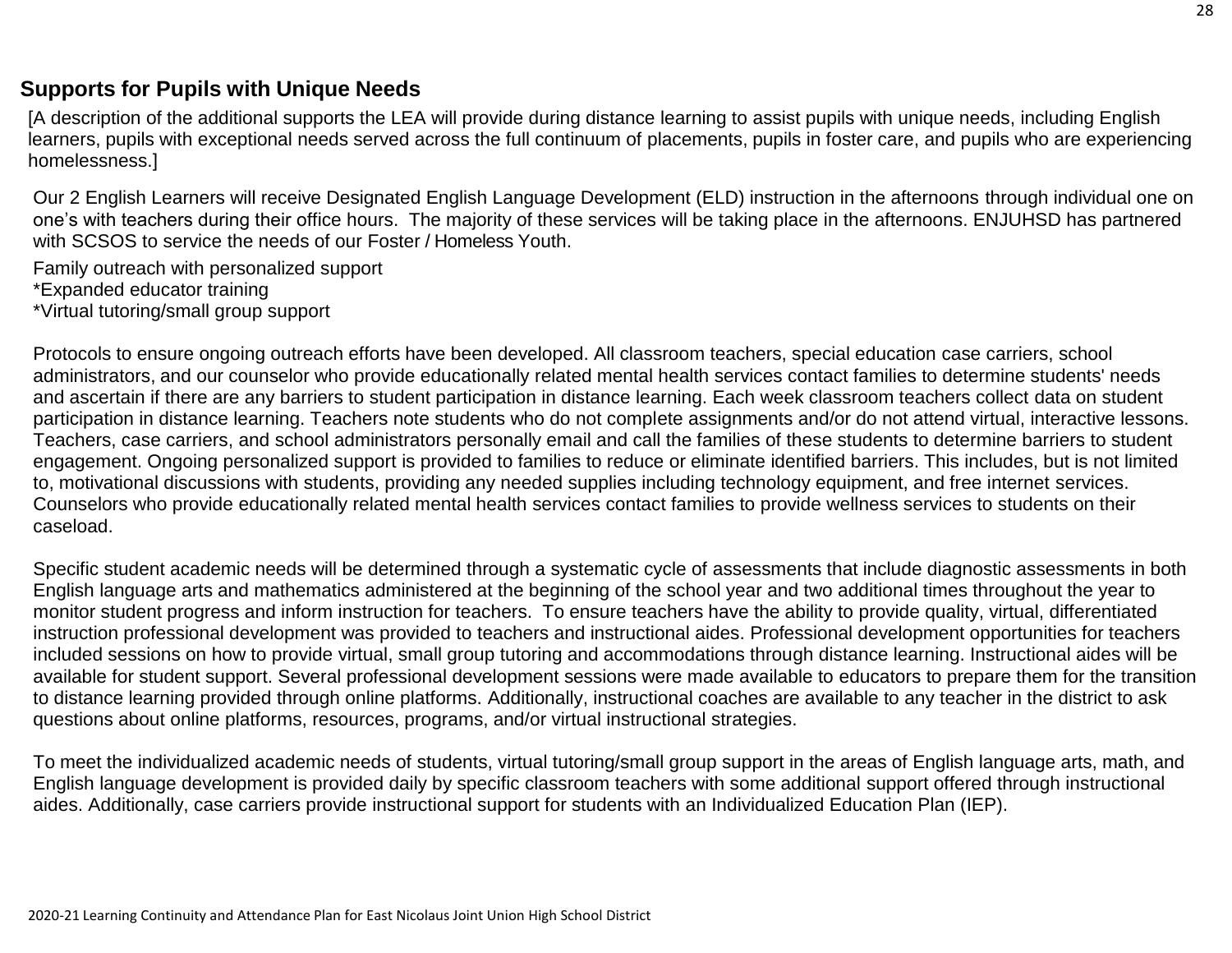## Supports for Pupils with Unique Needs

[A description of the additional supports the LEA will provide during distance learning to assist pupils with unique needs, including English learners, pupils with exceptional needs served across the full continuum of placements, pupils in foster care, and pupils who are experiencing homelessness.]

Our 2 English Learners will receive Designated English Language Development (ELD) instruction in the afternoons through individual one on one's with teachers during their office hours. The majority of these services will be taking place in the afternoons. ENJUHSD has partnered with SCSOS to service the needs of our Foster / Homeless Youth.

Family outreach with personalized support
*Expanded educator training
*Virtual tutoring/small group support

Protocols to ensure ongoing outreach efforts have been developed. All classroom teachers, special education case carriers, school administrators, and our counselor who provide educationally related mental health services contact families to determine students' needs and ascertain if there are any barriers to student participation in distance learning. Each week classroom teachers collect data on student participation in distance learning. Teachers note students who do not complete assignments and/or do not attend virtual, interactive lessons. Teachers, case carriers, and school administrators personally email and call the families of these students to determine barriers to student engagement. Ongoing personalized support is provided to families to reduce or eliminate identified barriers. This includes, but is not limited to, motivational discussions with students, providing any needed supplies including technology equipment, and free internet services. Counselors who provide educationally related mental health services contact families to provide wellness services to students on their caseload.

Specific student academic needs will be determined through a systematic cycle of assessments that include diagnostic assessments in both English language arts and mathematics administered at the beginning of the school year and two additional times throughout the year to monitor student progress and inform instruction for teachers. To ensure teachers have the ability to provide quality, virtual, differentiated instruction professional development was provided to teachers and instructional aides. Professional development opportunities for teachers included sessions on how to provide virtual, small group tutoring and accommodations through distance learning. Instructional aides will be available for student support. Several professional development sessions were made available to educators to prepare them for the transition to distance learning provided through online platforms. Additionally, instructional coaches are available to any teacher in the district to ask questions about online platforms, resources, programs, and/or virtual instructional strategies.

To meet the individualized academic needs of students, virtual tutoring/small group support in the areas of English language arts, math, and English language development is provided daily by specific classroom teachers with some additional support offered through instructional aides. Additionally, case carriers provide instructional support for students with an Individualized Education Plan (IEP).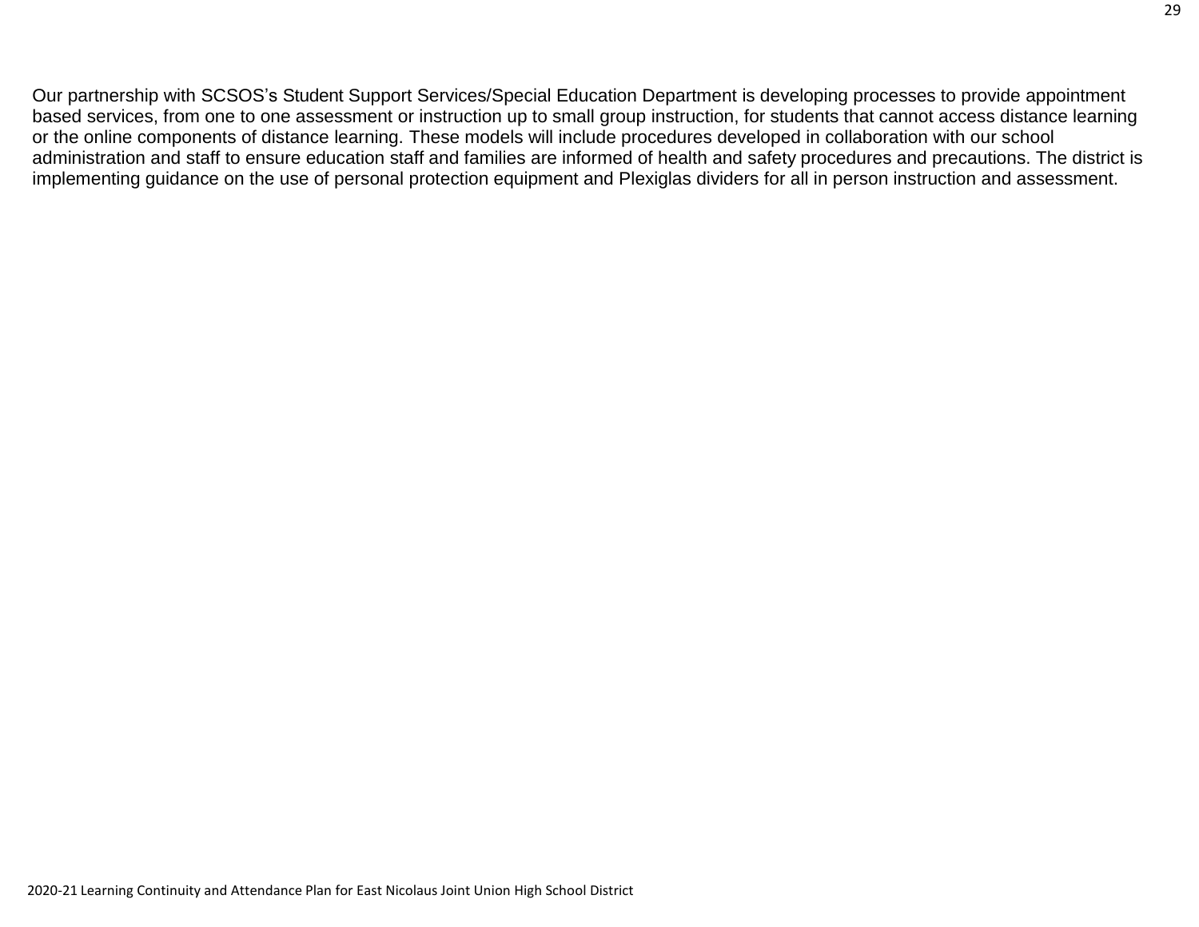Our partnership with SCSOS's Student Support Services/Special Education Department is developing processes to provide appointment based services, from one to one assessment or instruction up to small group instruction, for students that cannot access distance learning or the online components of distance learning. These models will include procedures developed in collaboration with our school administration and staff to ensure education staff and families are informed of health and safety procedures and precautions. The district is implementing guidance on the use of personal protection equipment and Plexiglas dividers for all in person instruction and assessment.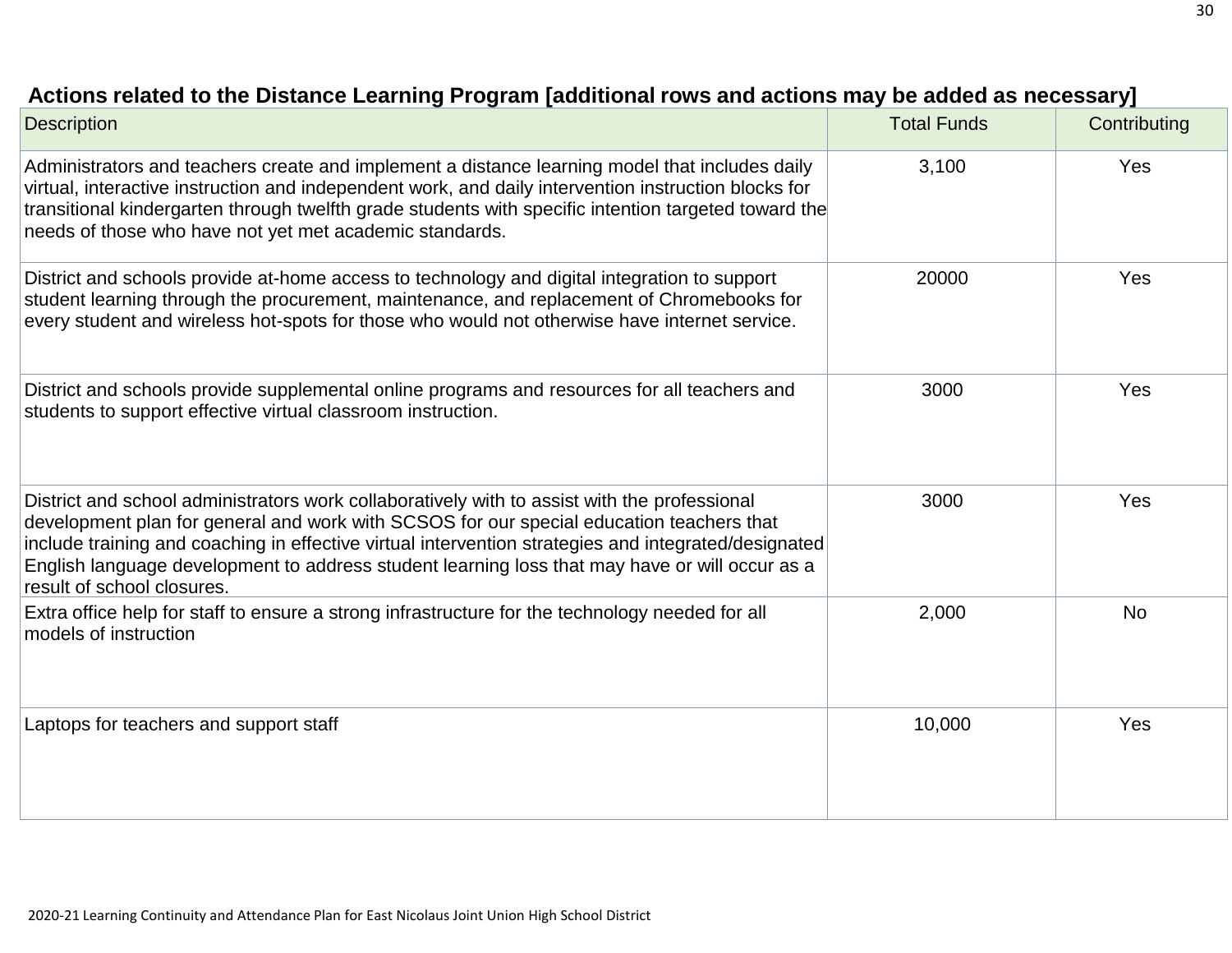### Actions related to the Distance Learning Program [additional rows and actions may be added as necessary]

| Description | Total Funds | Contributing |
|---|---|---|
| Administrators and teachers create and implement a distance learning model that includes daily virtual, interactive instruction and independent work, and daily intervention instruction blocks for transitional kindergarten through twelfth grade students with specific intention targeted toward the needs of those who have not yet met academic standards. | 3,100 | Yes |
| District and schools provide at-home access to technology and digital integration to support student learning through the procurement, maintenance, and replacement of Chromebooks for every student and wireless hot-spots for those who would not otherwise have internet service. | 20000 | Yes |
| District and schools provide supplemental online programs and resources for all teachers and students to support effective virtual classroom instruction. | 3000 | Yes |
| District and school administrators work collaboratively with to assist with the professional development plan for general and work with SCSOS for our special education teachers that include training and coaching in effective virtual intervention strategies and integrated/designated English language development to address student learning loss that may have or will occur as a result of school closures. | 3000 | Yes |
| Extra office help for staff to ensure a strong infrastructure for the technology needed for all models of instruction | 2,000 | No |
| Laptops for teachers and support staff | 10,000 | Yes |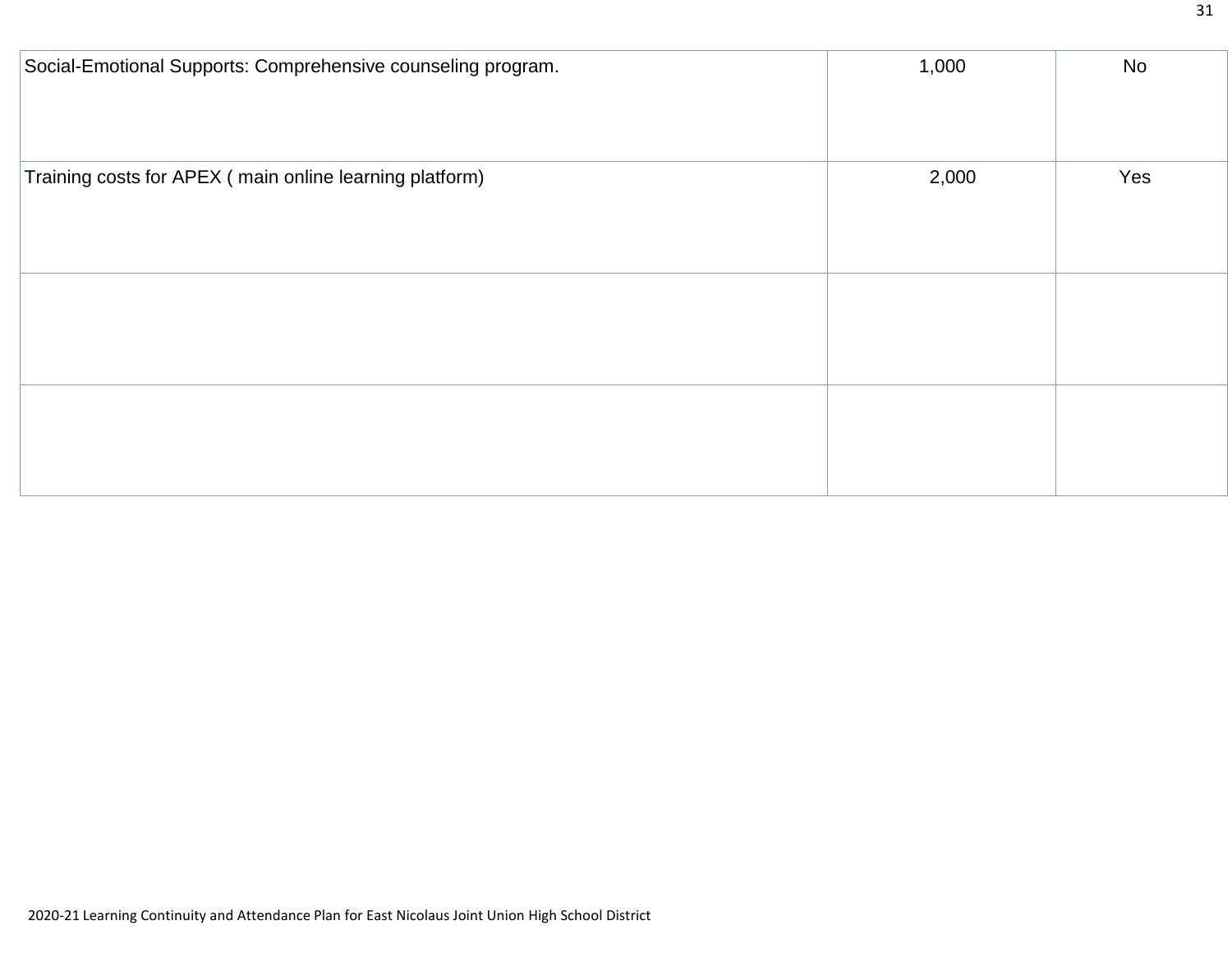| | | |
|---|---|---|
| Social-Emotional Supports: Comprehensive counseling program. | 1,000 | No |
| Training costs for APEX ( main online learning platform) | 2,000 | Yes |
| | | |
| | | |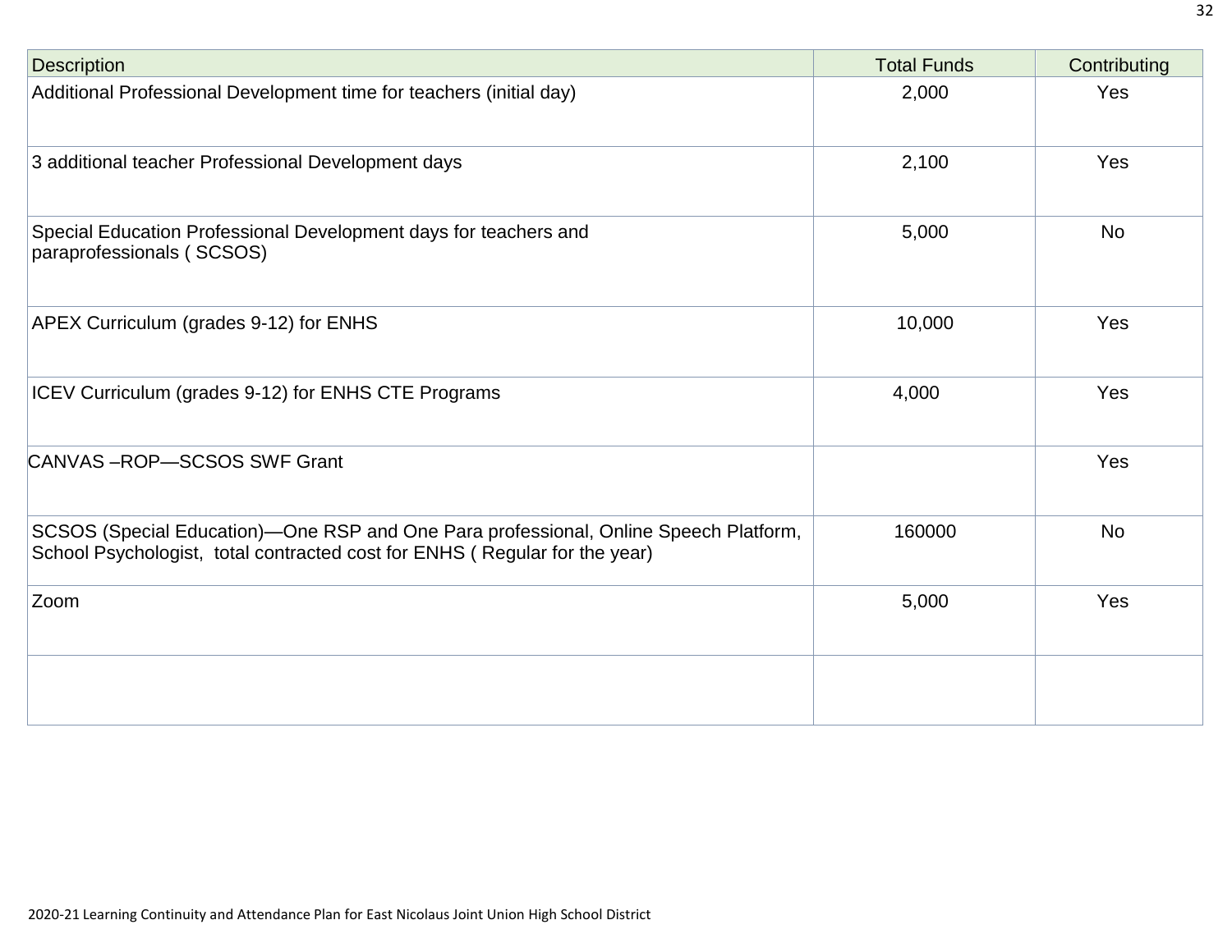| Description | Total Funds | Contributing |
|---|---|---|
| Additional Professional Development time for teachers (initial day) | 2,000 | Yes |
| 3 additional teacher Professional Development days | 2,100 | Yes |
| Special Education Professional Development days for teachers and paraprofessionals ( SCSOS) | 5,000 | No |
| APEX Curriculum (grades 9-12) for ENHS | 10,000 | Yes |
| ICEV Curriculum (grades 9-12) for ENHS CTE Programs | 4,000 | Yes |
| CANVAS –ROP—SCSOS SWF Grant | | Yes |
| SCSOS (Special Education)—One RSP and One Para professional, Online Speech Platform, School Psychologist, total contracted cost for ENHS ( Regular for the year) | 160000 | No |
| Zoom | 5,000 | Yes |
| | | |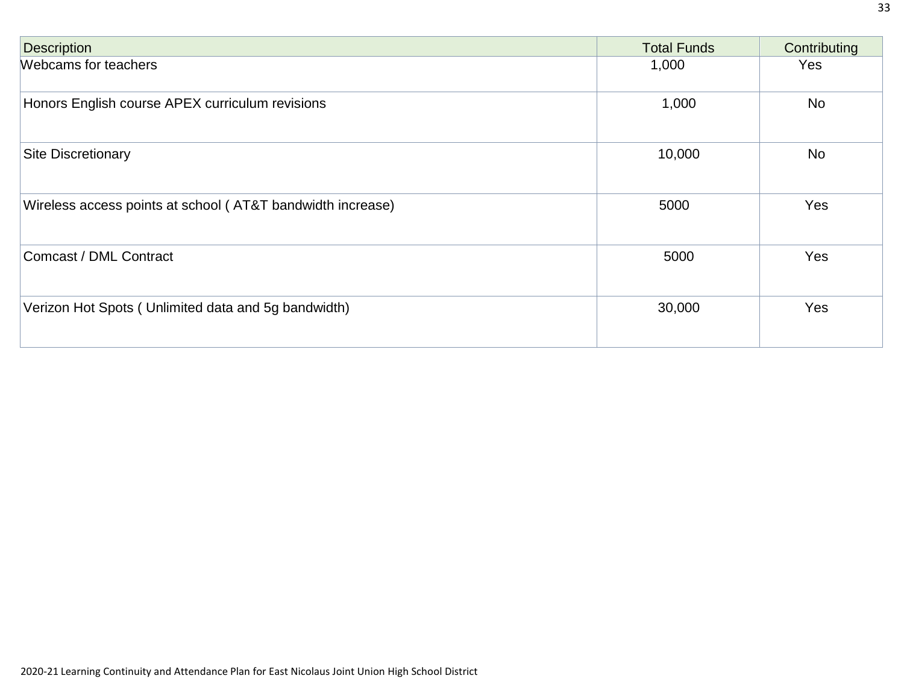| Description | Total Funds | Contributing |
| --- | --- | --- |
| Webcams for teachers | 1,000 | Yes |
| Honors English course APEX curriculum revisions | 1,000 | No |
| Site Discretionary | 10,000 | No |
| Wireless access points at school ( AT&T bandwidth increase) | 5000 | Yes |
| Comcast / DML Contract | 5000 | Yes |
| Verizon Hot Spots ( Unlimited data and 5g bandwidth) | 30,000 | Yes |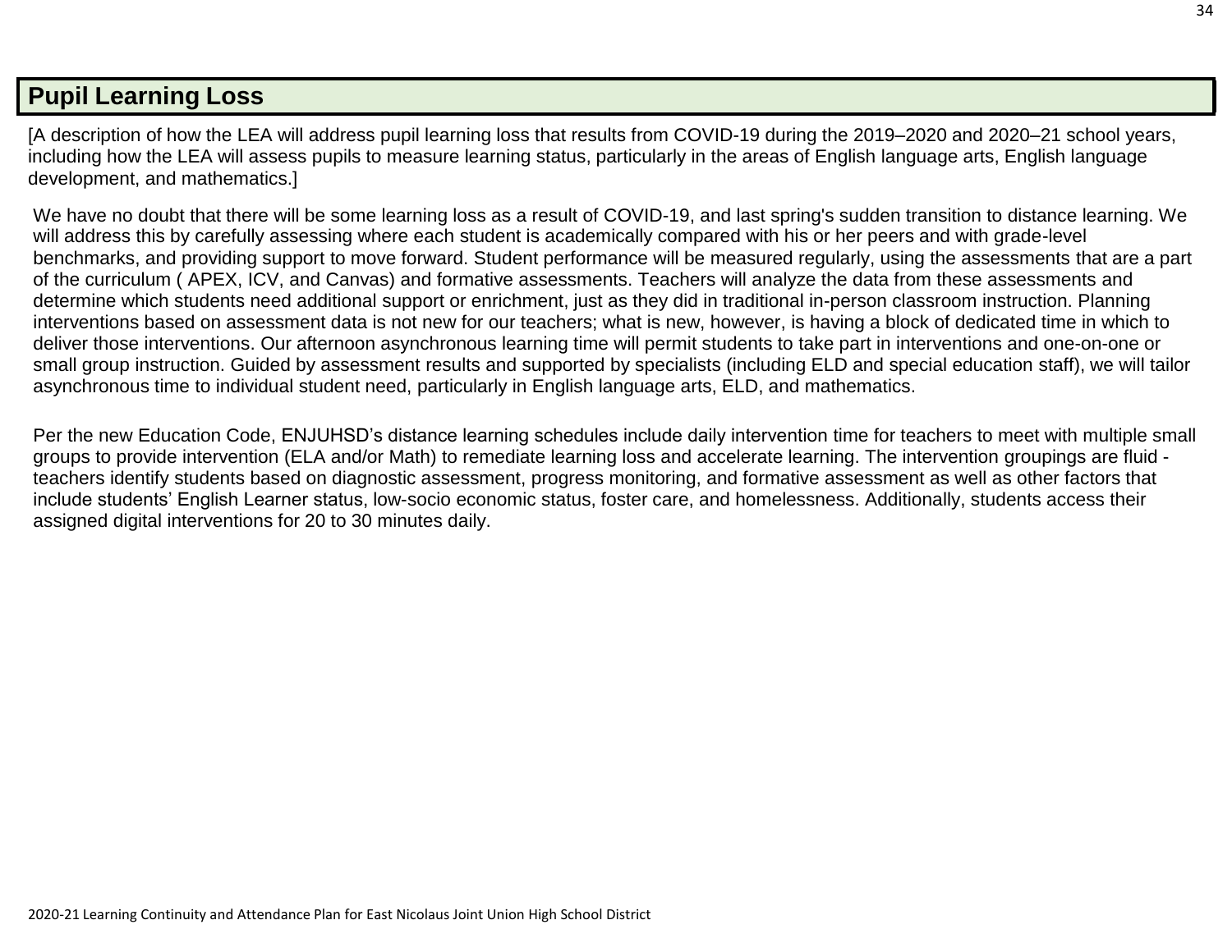## Pupil Learning Loss

[A description of how the LEA will address pupil learning loss that results from COVID-19 during the 2019–2020 and 2020–21 school years, including how the LEA will assess pupils to measure learning status, particularly in the areas of English language arts, English language development, and mathematics.]

We have no doubt that there will be some learning loss as a result of COVID-19, and last spring's sudden transition to distance learning. We will address this by carefully assessing where each student is academically compared with his or her peers and with grade-level benchmarks, and providing support to move forward. Student performance will be measured regularly, using the assessments that are a part of the curriculum ( APEX, ICV, and Canvas) and formative assessments. Teachers will analyze the data from these assessments and determine which students need additional support or enrichment, just as they did in traditional in-person classroom instruction. Planning interventions based on assessment data is not new for our teachers; what is new, however, is having a block of dedicated time in which to deliver those interventions. Our afternoon asynchronous learning time will permit students to take part in interventions and one-on-one or small group instruction. Guided by assessment results and supported by specialists (including ELD and special education staff), we will tailor asynchronous time to individual student need, particularly in English language arts, ELD, and mathematics.

Per the new Education Code, ENJUHSD's distance learning schedules include daily intervention time for teachers to meet with multiple small groups to provide intervention (ELA and/or Math) to remediate learning loss and accelerate learning. The intervention groupings are fluid - teachers identify students based on diagnostic assessment, progress monitoring, and formative assessment as well as other factors that include students' English Learner status, low-socio economic status, foster care, and homelessness. Additionally, students access their assigned digital interventions for 20 to 30 minutes daily.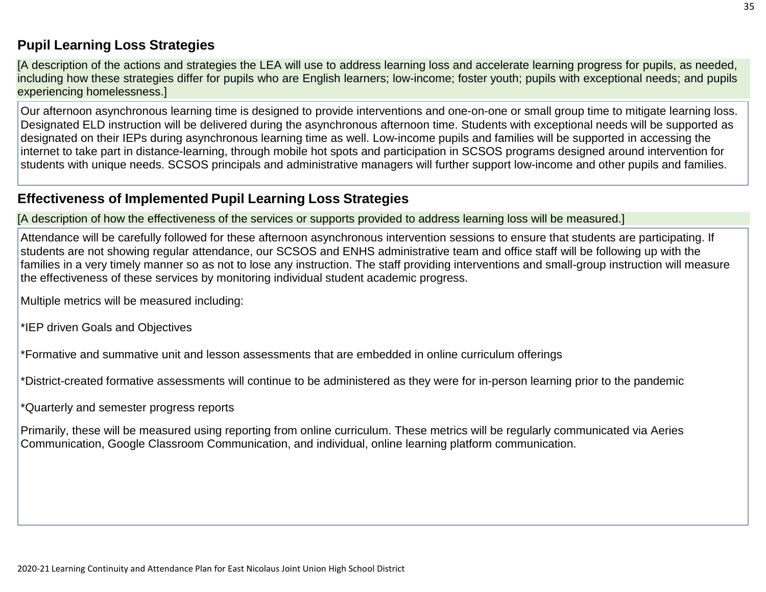## Pupil Learning Loss Strategies

[A description of the actions and strategies the LEA will use to address learning loss and accelerate learning progress for pupils, as needed, including how these strategies differ for pupils who are English learners; low-income; foster youth; pupils with exceptional needs; and pupils experiencing homelessness.]

Our afternoon asynchronous learning time is designed to provide interventions and one-on-one or small group time to mitigate learning loss. Designated ELD instruction will be delivered during the asynchronous afternoon time. Students with exceptional needs will be supported as designated on their IEPs during asynchronous learning time as well. Low-income pupils and families will be supported in accessing the internet to take part in distance-learning, through mobile hot spots and participation in SCSOS programs designed around intervention for students with unique needs. SCSOS principals and administrative managers will further support low-income and other pupils and families.

## Effectiveness of Implemented Pupil Learning Loss Strategies

[A description of how the effectiveness of the services or supports provided to address learning loss will be measured.]

Attendance will be carefully followed for these afternoon asynchronous intervention sessions to ensure that students are participating. If students are not showing regular attendance, our SCSOS and ENHS administrative team and office staff will be following up with the families in a very timely manner so as not to lose any instruction. The staff providing interventions and small-group instruction will measure the effectiveness of these services by monitoring individual student academic progress.

Multiple metrics will be measured including:

*IEP driven Goals and Objectives

*Formative and summative unit and lesson assessments that are embedded in online curriculum offerings

*District-created formative assessments will continue to be administered as they were for in-person learning prior to the pandemic

*Quarterly and semester progress reports

Primarily, these will be measured using reporting from online curriculum. These metrics will be regularly communicated via Aeries Communication, Google Classroom Communication, and individual, online learning platform communication.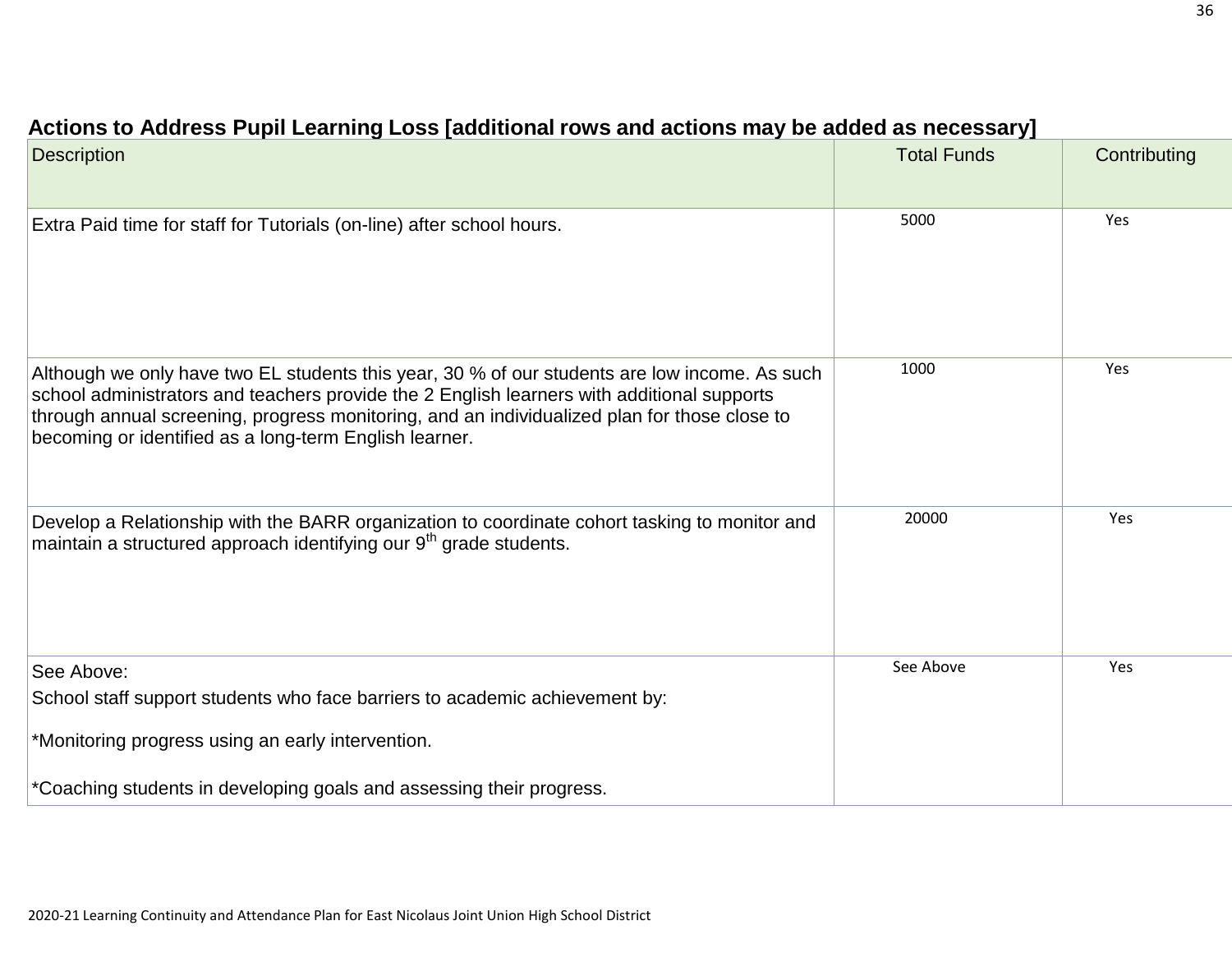## Actions to Address Pupil Learning Loss [additional rows and actions may be added as necessary]

| Description | Total Funds | Contributing |
|---|---|---|
| Extra Paid time for staff for Tutorials (on-line) after school hours. | 5000 | Yes |
| Although we only have two EL students this year, 30 % of our students are low income. As such school administrators and teachers provide the 2 English learners with additional supports through annual screening, progress monitoring, and an individualized plan for those close to becoming or identified as a long-term English learner. | 1000 | Yes |
| Develop a Relationship with the BARR organization to coordinate cohort tasking to monitor and maintain a structured approach identifying our 9th grade students. | 20000 | Yes |
| See Above:<br>School staff support students who face barriers to academic achievement by:<br>*Monitoring progress using an early intervention.<br>*Coaching students in developing goals and assessing their progress. | See Above | Yes |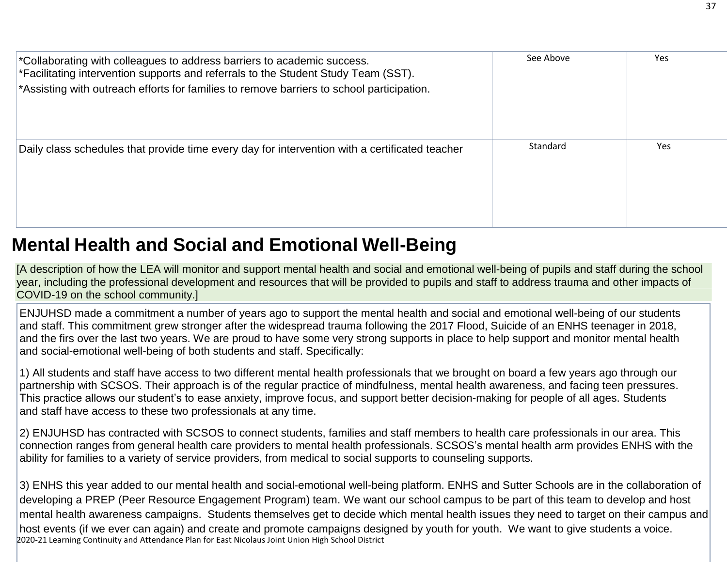| | | |
|---|---|---|
| *Collaborating with colleagues to address barriers to academic success.<br>*Facilitating intervention supports and referrals to the Student Study Team (SST).<br>*Assisting with outreach efforts for families to remove barriers to school participation. | See Above | Yes |
| Daily class schedules that provide time every day for intervention with a certificated teacher | Standard | Yes |

## Mental Health and Social and Emotional Well-Being

[A description of how the LEA will monitor and support mental health and social and emotional well-being of pupils and staff during the school year, including the professional development and resources that will be provided to pupils and staff to address trauma and other impacts of COVID-19 on the school community.]

ENJUHSD made a commitment a number of years ago to support the mental health and social and emotional well-being of our students and staff. This commitment grew stronger after the widespread trauma following the 2017 Flood, Suicide of an ENHS teenager in 2018, and the firs over the last two years. We are proud to have some very strong supports in place to help support and monitor mental health and social-emotional well-being of both students and staff. Specifically:

1) All students and staff have access to two different mental health professionals that we brought on board a few years ago through our partnership with SCSOS. Their approach is of the regular practice of mindfulness, mental health awareness, and facing teen pressures. This practice allows our student's to ease anxiety, improve focus, and support better decision-making for people of all ages. Students and staff have access to these two professionals at any time.

2) ENJUHSD has contracted with SCSOS to connect students, families and staff members to health care professionals in our area. This connection ranges from general health care providers to mental health professionals. SCSOS's mental health arm provides ENHS with the ability for families to a variety of service providers, from medical to social supports to counseling supports.

3) ENHS this year added to our mental health and social-emotional well-being platform. ENHS and Sutter Schools are in the collaboration of developing a PREP (Peer Resource Engagement Program) team. We want our school campus to be part of this team to develop and host mental health awareness campaigns. Students themselves get to decide which mental health issues they need to target on their campus and host events (if we ever can again) and create and promote campaigns designed by youth for youth. We want to give students a voice.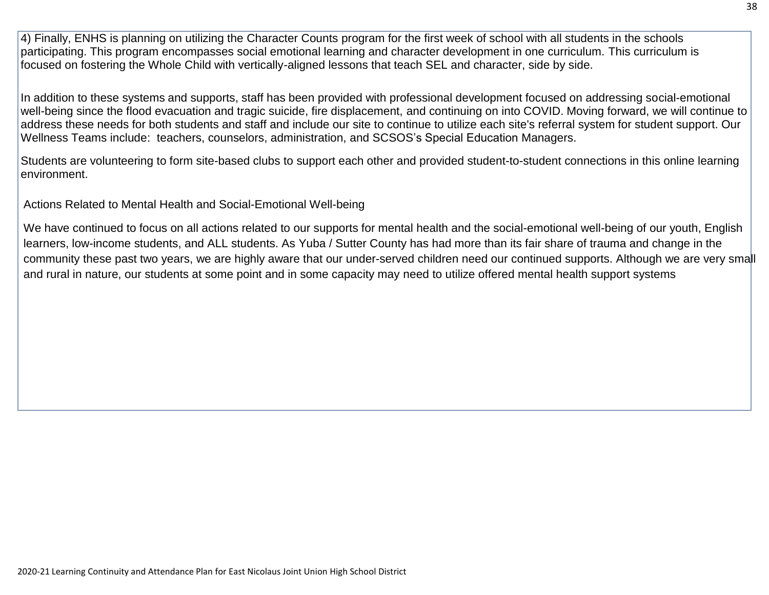4) Finally, ENHS is planning on utilizing the Character Counts program for the first week of school with all students in the schools participating. This program encompasses social emotional learning and character development in one curriculum. This curriculum is focused on fostering the Whole Child with vertically-aligned lessons that teach SEL and character, side by side.

In addition to these systems and supports, staff has been provided with professional development focused on addressing social-emotional well-being since the flood evacuation and tragic suicide, fire displacement, and continuing on into COVID. Moving forward, we will continue to address these needs for both students and staff and include our site to continue to utilize each site's referral system for student support. Our Wellness Teams include: teachers, counselors, administration, and SCSOS's Special Education Managers.

Students are volunteering to form site-based clubs to support each other and provided student-to-student connections in this online learning environment.

Actions Related to Mental Health and Social-Emotional Well-being

We have continued to focus on all actions related to our supports for mental health and the social-emotional well-being of our youth, English learners, low-income students, and ALL students. As Yuba / Sutter County has had more than its fair share of trauma and change in the community these past two years, we are highly aware that our under-served children need our continued supports. Although we are very small and rural in nature, our students at some point and in some capacity may need to utilize offered mental health support systems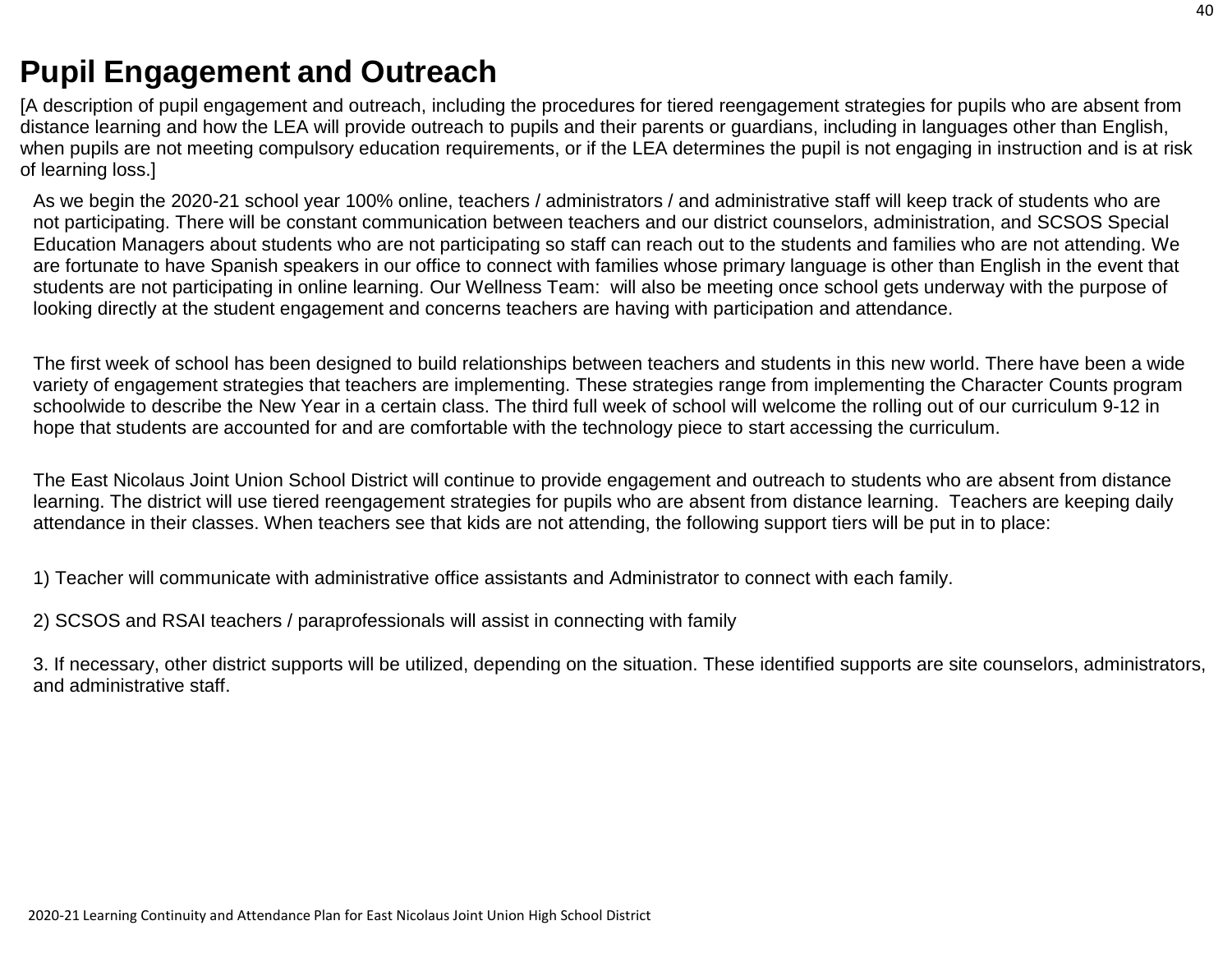# Pupil Engagement and Outreach

[A description of pupil engagement and outreach, including the procedures for tiered reengagement strategies for pupils who are absent from distance learning and how the LEA will provide outreach to pupils and their parents or guardians, including in languages other than English, when pupils are not meeting compulsory education requirements, or if the LEA determines the pupil is not engaging in instruction and is at risk of learning loss.]

As we begin the 2020-21 school year 100% online, teachers / administrators / and administrative staff will keep track of students who are not participating. There will be constant communication between teachers and our district counselors, administration, and SCSOS Special Education Managers about students who are not participating so staff can reach out to the students and families who are not attending. We are fortunate to have Spanish speakers in our office to connect with families whose primary language is other than English in the event that students are not participating in online learning. Our Wellness Team:  will also be meeting once school gets underway with the purpose of looking directly at the student engagement and concerns teachers are having with participation and attendance.

The first week of school has been designed to build relationships between teachers and students in this new world. There have been a wide variety of engagement strategies that teachers are implementing. These strategies range from implementing the Character Counts program schoolwide to describe the New Year in a certain class. The third full week of school will welcome the rolling out of our curriculum 9-12 in hope that students are accounted for and are comfortable with the technology piece to start accessing the curriculum.

The East Nicolaus Joint Union School District will continue to provide engagement and outreach to students who are absent from distance learning. The district will use tiered reengagement strategies for pupils who are absent from distance learning.  Teachers are keeping daily attendance in their classes. When teachers see that kids are not attending, the following support tiers will be put in to place:

1) Teacher will communicate with administrative office assistants and Administrator to connect with each family.

2) SCSOS and RSAI teachers / paraprofessionals will assist in connecting with family

3. If necessary, other district supports will be utilized, depending on the situation. These identified supports are site counselors, administrators, and administrative staff.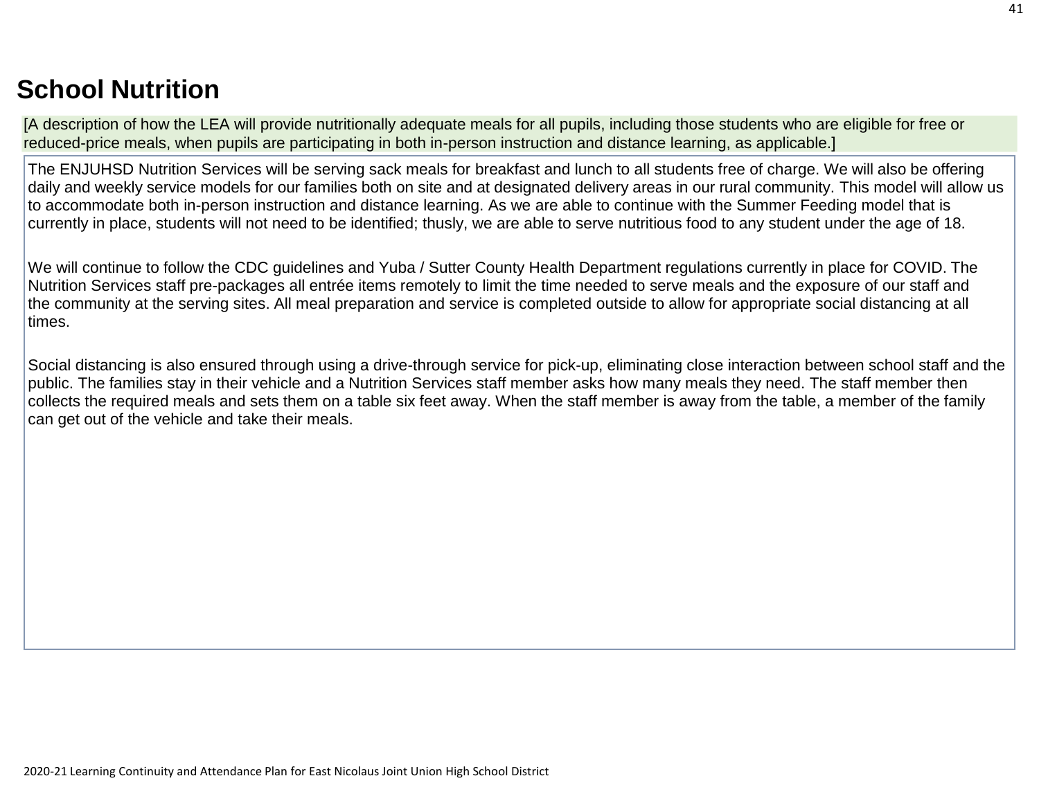# School Nutrition

[A description of how the LEA will provide nutritionally adequate meals for all pupils, including those students who are eligible for free or reduced-price meals, when pupils are participating in both in-person instruction and distance learning, as applicable.]

The ENJUHSD Nutrition Services will be serving sack meals for breakfast and lunch to all students free of charge. We will also be offering daily and weekly service models for our families both on site and at designated delivery areas in our rural community. This model will allow us to accommodate both in-person instruction and distance learning. As we are able to continue with the Summer Feeding model that is currently in place, students will not need to be identified; thusly, we are able to serve nutritious food to any student under the age of 18.

We will continue to follow the CDC guidelines and Yuba / Sutter County Health Department regulations currently in place for COVID. The Nutrition Services staff pre-packages all entrée items remotely to limit the time needed to serve meals and the exposure of our staff and the community at the serving sites. All meal preparation and service is completed outside to allow for appropriate social distancing at all times.

Social distancing is also ensured through using a drive-through service for pick-up, eliminating close interaction between school staff and the public. The families stay in their vehicle and a Nutrition Services staff member asks how many meals they need. The staff member then collects the required meals and sets them on a table six feet away. When the staff member is away from the table, a member of the family can get out of the vehicle and take their meals.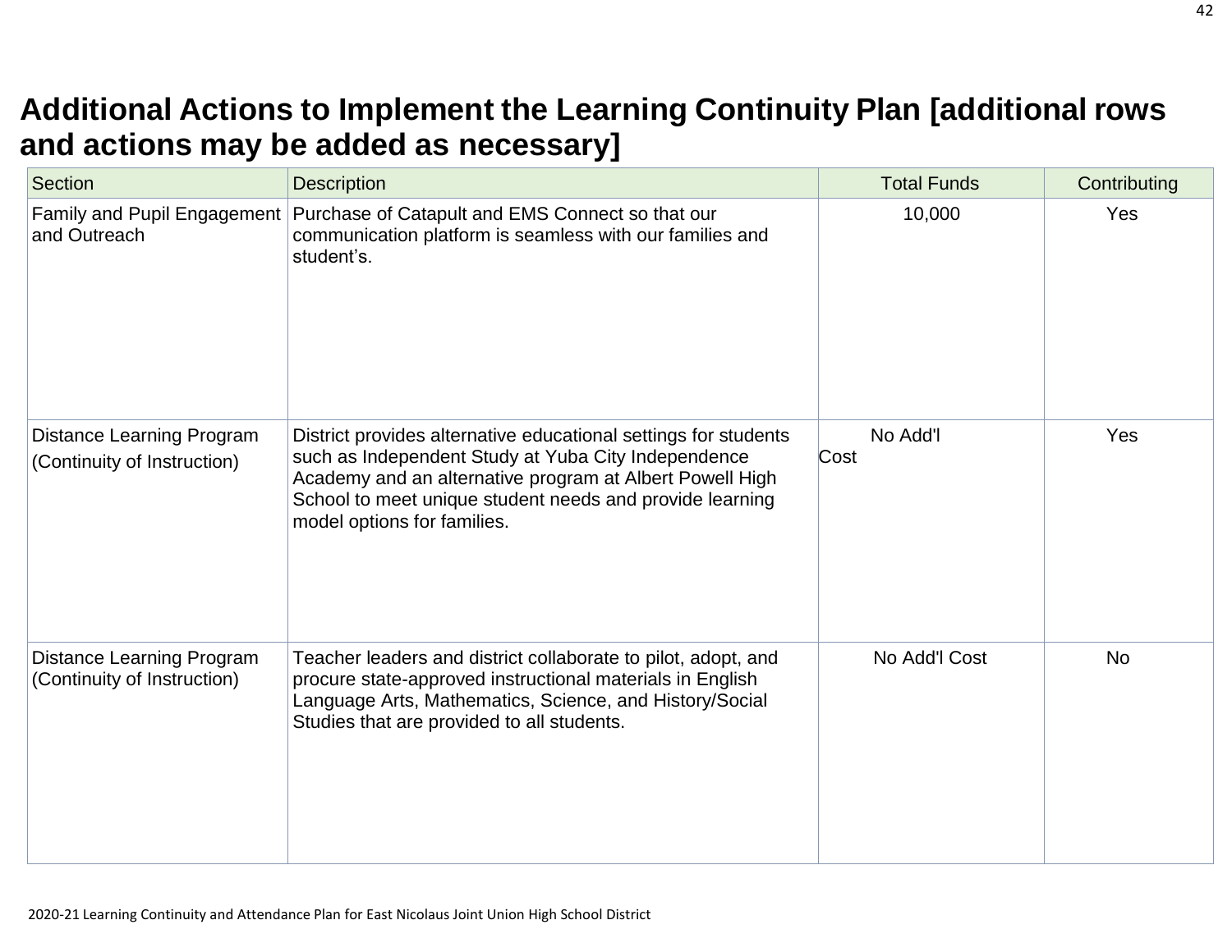# Additional Actions to Implement the Learning Continuity Plan [additional rows and actions may be added as necessary]

| Section | Description | Total Funds | Contributing |
|---|---|---|---|
| Family and Pupil Engagement and Outreach | Purchase of Catapult and EMS Connect so that our communication platform is seamless with our families and student's. | 10,000 | Yes |
| Distance Learning Program (Continuity of Instruction) | District provides alternative educational settings for students such as Independent Study at Yuba City Independence Academy and an alternative program at Albert Powell High School to meet unique student needs and provide learning model options for families. | No Add'l Cost | Yes |
| Distance Learning Program (Continuity of Instruction) | Teacher leaders and district collaborate to pilot, adopt, and procure state-approved instructional materials in English Language Arts, Mathematics, Science, and History/Social Studies that are provided to all students. | No Add'l Cost | No |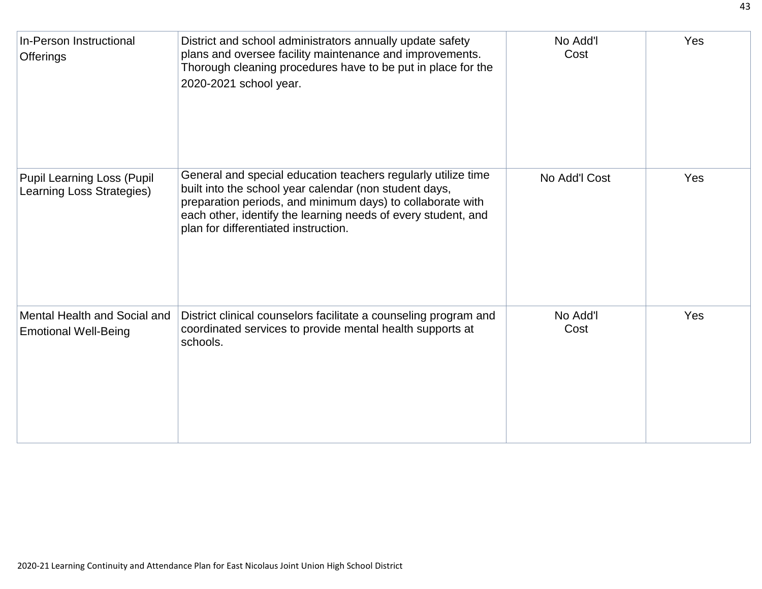| | | | |
|---|---|---|---|
| In-Person Instructional Offerings | District and school administrators annually update safety plans and oversee facility maintenance and improvements. Thorough cleaning procedures have to be put in place for the 2020-2021 school year. | No Add'l Cost | Yes |
| Pupil Learning Loss (Pupil Learning Loss Strategies) | General and special education teachers regularly utilize time built into the school year calendar (non student days, preparation periods, and minimum days) to collaborate with each other, identify the learning needs of every student, and plan for differentiated instruction. | No Add'l Cost | Yes |
| Mental Health and Social and Emotional Well-Being | District clinical counselors facilitate a counseling program and coordinated services to provide mental health supports at schools. | No Add'l Cost | Yes |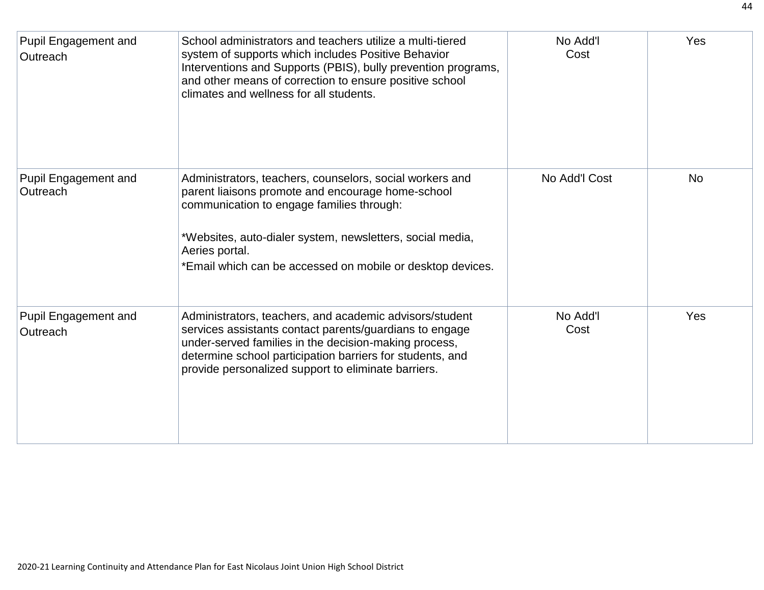| | | | |
|---|---|---|---|
| Pupil Engagement and Outreach | School administrators and teachers utilize a multi-tiered system of supports which includes Positive Behavior Interventions and Supports (PBIS), bully prevention programs, and other means of correction to ensure positive school climates and wellness for all students. | No Add'l Cost | Yes |
| Pupil Engagement and Outreach | Administrators, teachers, counselors, social workers and parent liaisons promote and encourage home-school communication to engage families through:<br><br>*Websites, auto-dialer system, newsletters, social media, Aeries portal.<br>*Email which can be accessed on mobile or desktop devices. | No Add'l Cost | No |
| Pupil Engagement and Outreach | Administrators, teachers, and academic advisors/student services assistants contact parents/guardians to engage under-served families in the decision-making process, determine school participation barriers for students, and provide personalized support to eliminate barriers. | No Add'l Cost | Yes |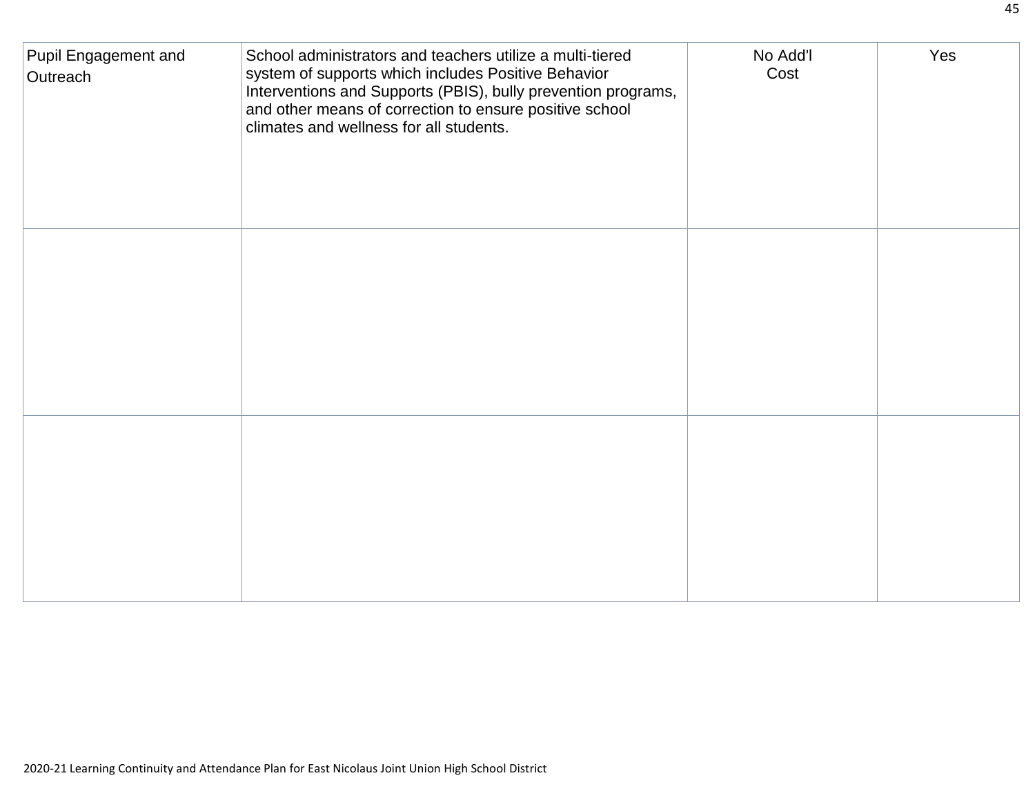| | | | |
|---|---|---|---|
| Pupil Engagement and Outreach | School administrators and teachers utilize a multi-tiered system of supports which includes Positive Behavior Interventions and Supports (PBIS), bully prevention programs, and other means of correction to ensure positive school climates and wellness for all students. | No Add'l Cost | Yes |
| | | | |
| | | | |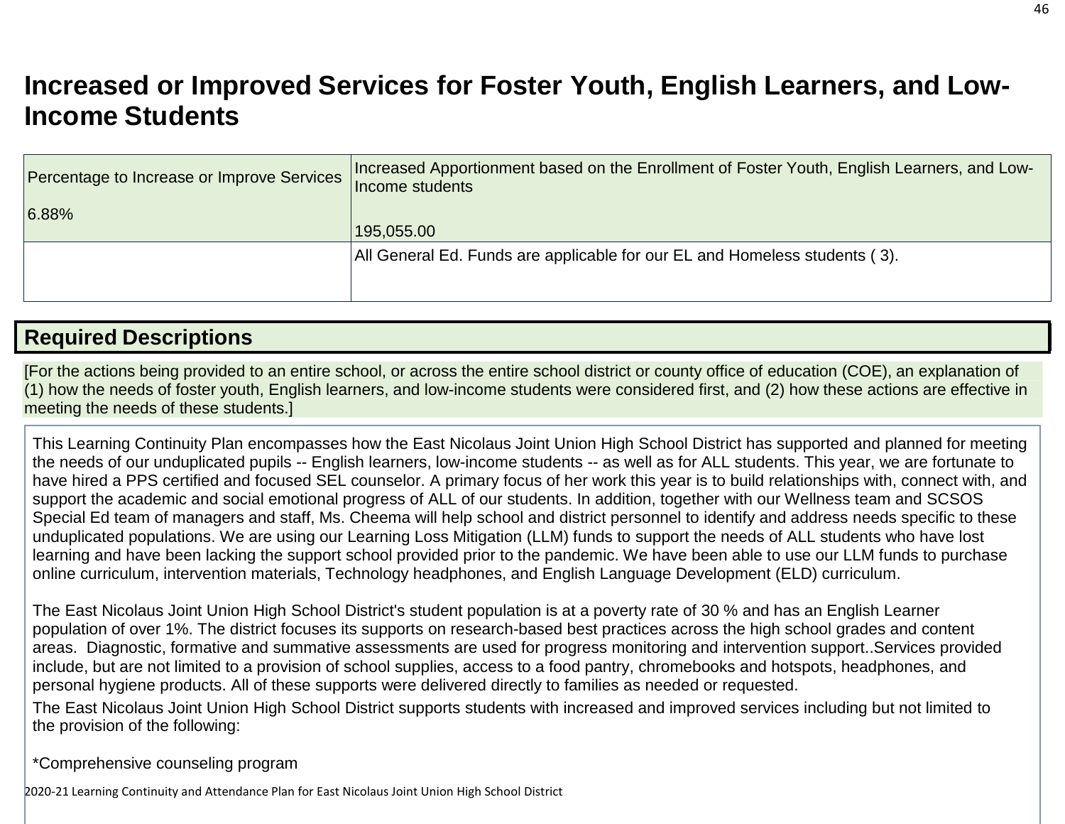# Increased or Improved Services for Foster Youth, English Learners, and Low-Income Students

| Percentage to Increase or Improve Services | Increased Apportionment based on the Enrollment of Foster Youth, English Learners, and Low-Income students |
|---|---|
| 6.88% | 195,055.00 |
| | All General Ed. Funds are applicable for our EL and Homeless students ( 3). |

## Required Descriptions

[For the actions being provided to an entire school, or across the entire school district or county office of education (COE), an explanation of (1) how the needs of foster youth, English learners, and low-income students were considered first, and (2) how these actions are effective in meeting the needs of these students.]

This Learning Continuity Plan encompasses how the East Nicolaus Joint Union High School District has supported and planned for meeting the needs of our unduplicated pupils -- English learners, low-income students -- as well as for ALL students. This year, we are fortunate to have hired a PPS certified and focused SEL counselor. A primary focus of her work this year is to build relationships with, connect with, and support the academic and social emotional progress of ALL of our students. In addition, together with our Wellness team and SCSOS Special Ed team of managers and staff, Ms. Cheema will help school and district personnel to identify and address needs specific to these unduplicated populations. We are using our Learning Loss Mitigation (LLM) funds to support the needs of ALL students who have lost learning and have been lacking the support school provided prior to the pandemic. We have been able to use our LLM funds to purchase online curriculum, intervention materials, Technology headphones, and English Language Development (ELD) curriculum.

The East Nicolaus Joint Union High School District's student population is at a poverty rate of 30 % and has an English Learner population of over 1%. The district focuses its supports on research-based best practices across the high school grades and content areas. Diagnostic, formative and summative assessments are used for progress monitoring and intervention support..Services provided include, but are not limited to a provision of school supplies, access to a food pantry, chromebooks and hotspots, headphones, and personal hygiene products. All of these supports were delivered directly to families as needed or requested.

The East Nicolaus Joint Union High School District supports students with increased and improved services including but not limited to the provision of the following:

*Comprehensive counseling program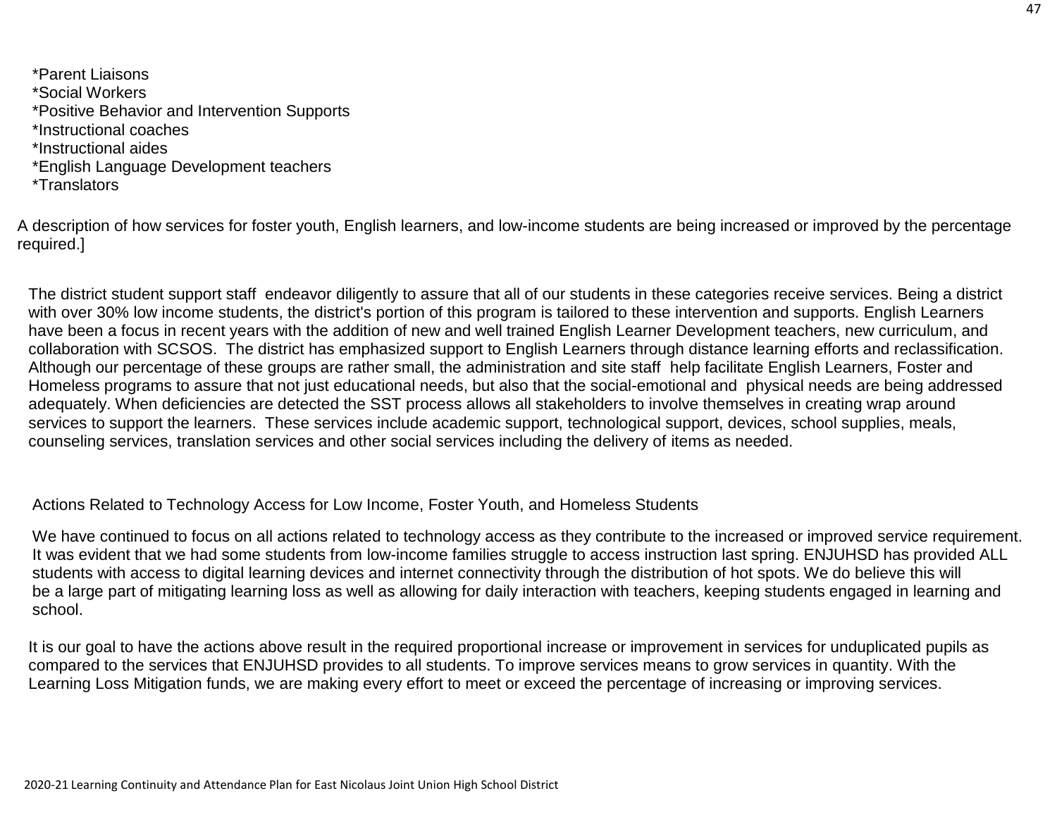*Parent Liaisons
*Social Workers
*Positive Behavior and Intervention Supports
*Instructional coaches
*Instructional aides
*English Language Development teachers
*Translators

A description of how services for foster youth, English learners, and low-income students are being increased or improved by the percentage required.]

The district student support staff endeavor diligently to assure that all of our students in these categories receive services. Being a district with over 30% low income students, the district's portion of this program is tailored to these intervention and supports. English Learners have been a focus in recent years with the addition of new and well trained English Learner Development teachers, new curriculum, and collaboration with SCSOS. The district has emphasized support to English Learners through distance learning efforts and reclassification. Although our percentage of these groups are rather small, the administration and site staff help facilitate English Learners, Foster and Homeless programs to assure that not just educational needs, but also that the social-emotional and physical needs are being addressed adequately. When deficiencies are detected the SST process allows all stakeholders to involve themselves in creating wrap around services to support the learners. These services include academic support, technological support, devices, school supplies, meals, counseling services, translation services and other social services including the delivery of items as needed.

Actions Related to Technology Access for Low Income, Foster Youth, and Homeless Students

We have continued to focus on all actions related to technology access as they contribute to the increased or improved service requirement. It was evident that we had some students from low-income families struggle to access instruction last spring. ENJUHSD has provided ALL students with access to digital learning devices and internet connectivity through the distribution of hot spots. We do believe this will be a large part of mitigating learning loss as well as allowing for daily interaction with teachers, keeping students engaged in learning and school.

It is our goal to have the actions above result in the required proportional increase or improvement in services for unduplicated pupils as compared to the services that ENJUHSD provides to all students. To improve services means to grow services in quantity. With the Learning Loss Mitigation funds, we are making every effort to meet or exceed the percentage of increasing or improving services.